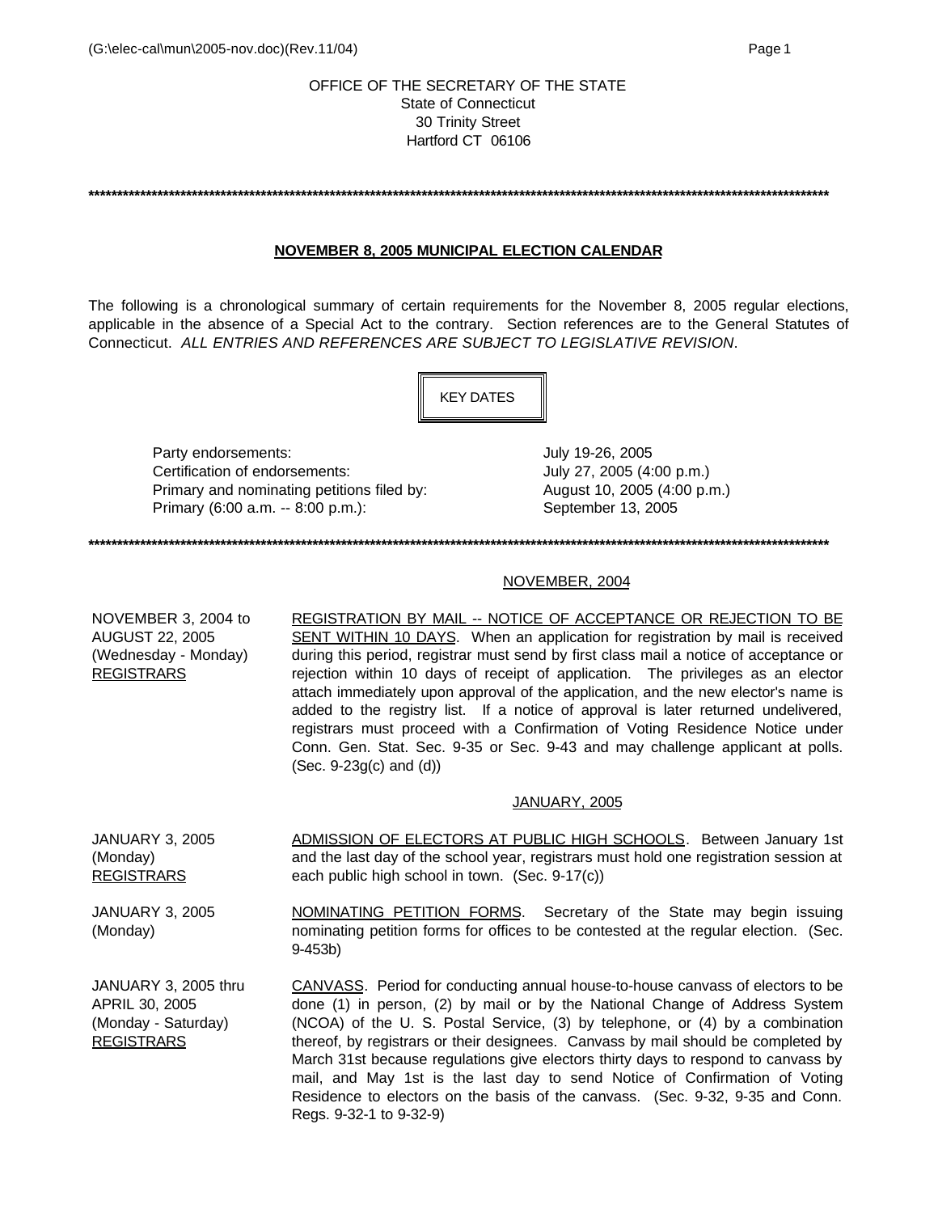OFFICE OF THE SECRETARY OF THE STATE
State of Connecticut
30 Trinity Street
Hartford CT 06106

---

## NOVEMBER 8, 2005 MUNICIPAL ELECTION CALENDAR

The following is a chronological summary of certain requirements for the November 8, 2005 regular elections, applicable in the absence of a Special Act to the contrary. Section references are to the General Statutes of Connecticut. *ALL ENTRIES AND REFERENCES ARE SUBJECT TO LEGISLATIVE REVISION*.

### KEY DATES

| | |
|---|---|
| Party endorsements: | July 19-26, 2005 |
| Certification of endorsements: | July 27, 2005 (4:00 p.m.) |
| Primary and nominating petitions filed by: | August 10, 2005 (4:00 p.m.) |
| Primary (6:00 a.m. -- 8:00 p.m.): | September 13, 2005 |

---

### NOVEMBER, 2004

**NOVEMBER 3, 2004 to AUGUST 22, 2005 (Wednesday - Monday) REGISTRARS**

REGISTRATION BY MAIL -- NOTICE OF ACCEPTANCE OR REJECTION TO BE SENT WITHIN 10 DAYS. When an application for registration by mail is received during this period, registrar must send by first class mail a notice of acceptance or rejection within 10 days of receipt of application. The privileges as an elector attach immediately upon approval of the application, and the new elector's name is added to the registry list. If a notice of approval is later returned undelivered, registrars must proceed with a Confirmation of Voting Residence Notice under Conn. Gen. Stat. Sec. 9-35 or Sec. 9-43 and may challenge applicant at polls. (Sec. 9-23g(c) and (d))

### JANUARY, 2005

**JANUARY 3, 2005 (Monday) REGISTRARS**

ADMISSION OF ELECTORS AT PUBLIC HIGH SCHOOLS. Between January 1st and the last day of the school year, registrars must hold one registration session at each public high school in town. (Sec. 9-17(c))

**JANUARY 3, 2005 (Monday)**

NOMINATING PETITION FORMS. Secretary of the State may begin issuing nominating petition forms for offices to be contested at the regular election. (Sec. 9-453b)

**JANUARY 3, 2005 thru APRIL 30, 2005 (Monday - Saturday) REGISTRARS**

CANVASS. Period for conducting annual house-to-house canvass of electors to be done (1) in person, (2) by mail or by the National Change of Address System (NCOA) of the U. S. Postal Service, (3) by telephone, or (4) by a combination thereof, by registrars or their designees. Canvass by mail should be completed by March 31st because regulations give electors thirty days to respond to canvass by mail, and May 1st is the last day to send Notice of Confirmation of Voting Residence to electors on the basis of the canvass. (Sec. 9-32, 9-35 and Conn. Regs. 9-32-1 to 9-32-9)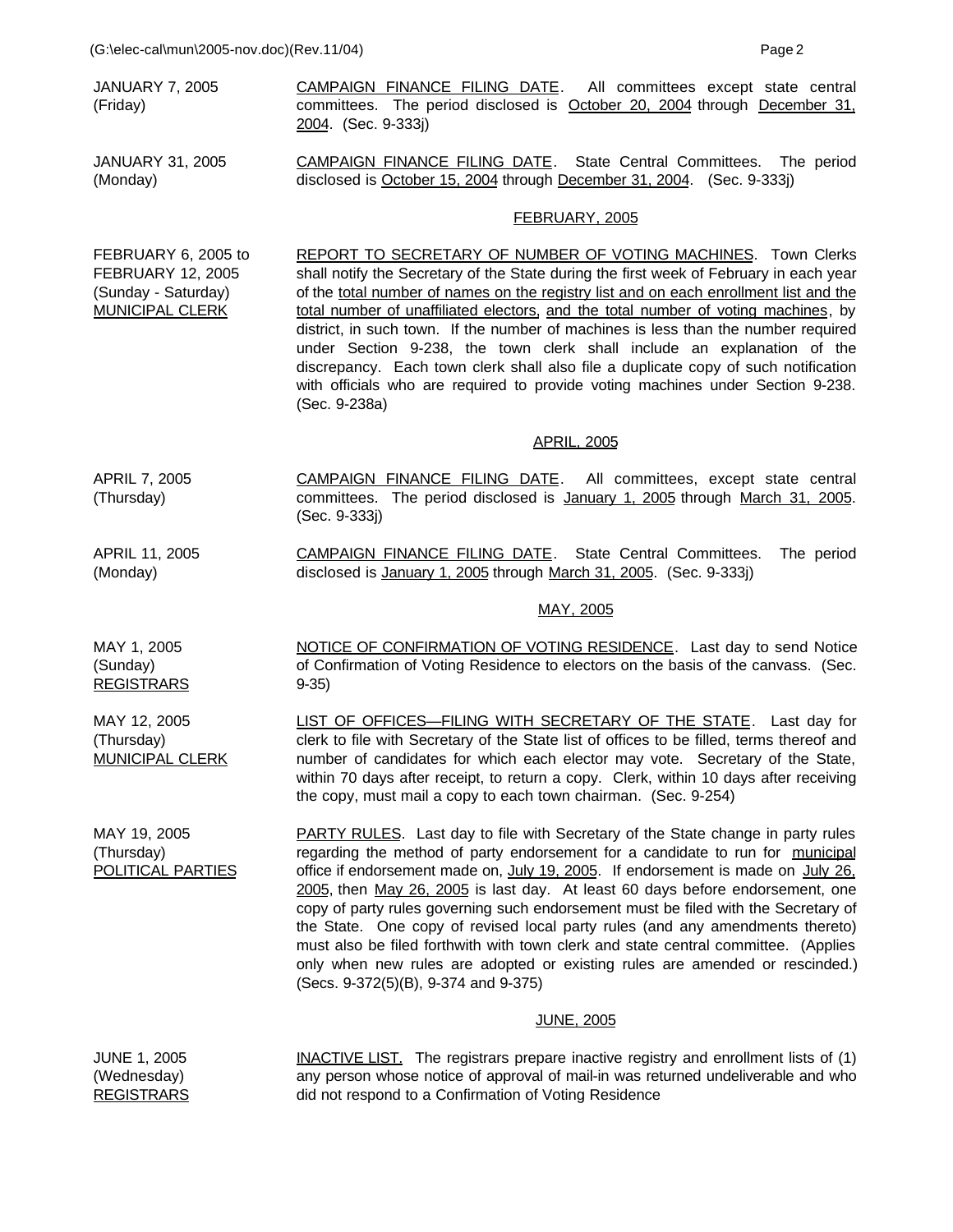| | |
|---|---|
| JANUARY 7, 2005 (Friday) | CAMPAIGN FINANCE FILING DATE. All committees except state central committees. The period disclosed is October 20, 2004 through December 31, 2004. (Sec. 9-333j) |
| JANUARY 31, 2005 (Monday) | CAMPAIGN FINANCE FILING DATE. State Central Committees. The period disclosed is October 15, 2004 through December 31, 2004. (Sec. 9-333j) |
| | **FEBRUARY, 2005** |
| FEBRUARY 6, 2005 to FEBRUARY 12, 2005 (Sunday - Saturday) MUNICIPAL CLERK | REPORT TO SECRETARY OF NUMBER OF VOTING MACHINES. Town Clerks shall notify the Secretary of the State during the first week of February in each year of the total number of names on the registry list and on each enrollment list and the total number of unaffiliated electors, and the total number of voting machines, by district, in such town. If the number of machines is less than the number required under Section 9-238, the town clerk shall include an explanation of the discrepancy. Each town clerk shall also file a duplicate copy of such notification with officials who are required to provide voting machines under Section 9-238. (Sec. 9-238a) |
| | **APRIL, 2005** |
| APRIL 7, 2005 (Thursday) | CAMPAIGN FINANCE FILING DATE. All committees, except state central committees. The period disclosed is January 1, 2005 through March 31, 2005. (Sec. 9-333j) |
| APRIL 11, 2005 (Monday) | CAMPAIGN FINANCE FILING DATE. State Central Committees. The period disclosed is January 1, 2005 through March 31, 2005. (Sec. 9-333j) |
| | **MAY, 2005** |
| MAY 1, 2005 (Sunday) REGISTRARS | NOTICE OF CONFIRMATION OF VOTING RESIDENCE. Last day to send Notice of Confirmation of Voting Residence to electors on the basis of the canvass. (Sec. 9-35) |
| MAY 12, 2005 (Thursday) MUNICIPAL CLERK | LIST OF OFFICES—FILING WITH SECRETARY OF THE STATE. Last day for clerk to file with Secretary of the State list of offices to be filled, terms thereof and number of candidates for which each elector may vote. Secretary of the State, within 70 days after receipt, to return a copy. Clerk, within 10 days after receiving the copy, must mail a copy to each town chairman. (Sec. 9-254) |
| MAY 19, 2005 (Thursday) POLITICAL PARTIES | PARTY RULES. Last day to file with Secretary of the State change in party rules regarding the method of party endorsement for a candidate to run for municipal office if endorsement made on, July 19, 2005. If endorsement is made on July 26, 2005, then May 26, 2005 is last day. At least 60 days before endorsement, one copy of party rules governing such endorsement must be filed with the Secretary of the State. One copy of revised local party rules (and any amendments thereto) must also be filed forthwith with town clerk and state central committee. (Applies only when new rules are adopted or existing rules are amended or rescinded.) (Secs. 9-372(5)(B), 9-374 and 9-375) |
| | **JUNE, 2005** |
| JUNE 1, 2005 (Wednesday) REGISTRARS | INACTIVE LIST. The registrars prepare inactive registry and enrollment lists of (1) any person whose notice of approval of mail-in was returned undeliverable and who did not respond to a Confirmation of Voting Residence |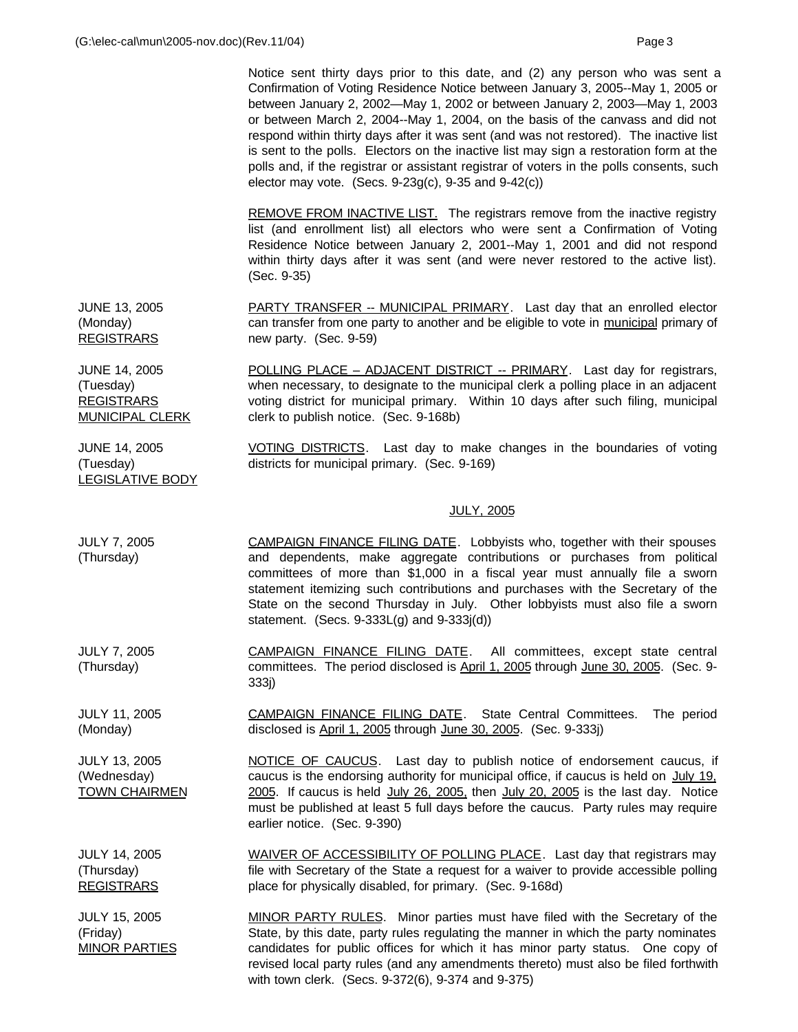Notice sent thirty days prior to this date, and (2) any person who was sent a Confirmation of Voting Residence Notice between January 3, 2005--May 1, 2005 or between January 2, 2002—May 1, 2002 or between January 2, 2003—May 1, 2003 or between March 2, 2004--May 1, 2004, on the basis of the canvass and did not respond within thirty days after it was sent (and was not restored). The inactive list is sent to the polls. Electors on the inactive list may sign a restoration form at the polls and, if the registrar or assistant registrar of voters in the polls consents, such elector may vote. (Secs. 9-23g(c), 9-35 and 9-42(c))

REMOVE FROM INACTIVE LIST. The registrars remove from the inactive registry list (and enrollment list) all electors who were sent a Confirmation of Voting Residence Notice between January 2, 2001--May 1, 2001 and did not respond within thirty days after it was sent (and were never restored to the active list). (Sec. 9-35)

| | |
|---|---|
| JUNE 13, 2005 (Monday) REGISTRARS | PARTY TRANSFER -- MUNICIPAL PRIMARY. Last day that an enrolled elector can transfer from one party to another and be eligible to vote in municipal primary of new party. (Sec. 9-59) |
| JUNE 14, 2005 (Tuesday) REGISTRARS MUNICIPAL CLERK | POLLING PLACE – ADJACENT DISTRICT -- PRIMARY. Last day for registrars, when necessary, to designate to the municipal clerk a polling place in an adjacent voting district for municipal primary. Within 10 days after such filing, municipal clerk to publish notice. (Sec. 9-168b) |
| JUNE 14, 2005 (Tuesday) LEGISLATIVE BODY | VOTING DISTRICTS. Last day to make changes in the boundaries of voting districts for municipal primary. (Sec. 9-169) |

## JULY, 2005

| | |
|---|---|
| JULY 7, 2005 (Thursday) | CAMPAIGN FINANCE FILING DATE. Lobbyists who, together with their spouses and dependents, make aggregate contributions or purchases from political committees of more than $1,000 in a fiscal year must annually file a sworn statement itemizing such contributions and purchases with the Secretary of the State on the second Thursday in July. Other lobbyists must also file a sworn statement. (Secs. 9-333L(g) and 9-333j(d)) |
| JULY 7, 2005 (Thursday) | CAMPAIGN FINANCE FILING DATE. All committees, except state central committees. The period disclosed is April 1, 2005 through June 30, 2005. (Sec. 9-333j) |
| JULY 11, 2005 (Monday) | CAMPAIGN FINANCE FILING DATE. State Central Committees. The period disclosed is April 1, 2005 through June 30, 2005. (Sec. 9-333j) |
| JULY 13, 2005 (Wednesday) TOWN CHAIRMEN | NOTICE OF CAUCUS. Last day to publish notice of endorsement caucus, if caucus is the endorsing authority for municipal office, if caucus is held on July 19, 2005. If caucus is held July 26, 2005, then July 20, 2005 is the last day. Notice must be published at least 5 full days before the caucus. Party rules may require earlier notice. (Sec. 9-390) |
| JULY 14, 2005 (Thursday) REGISTRARS | WAIVER OF ACCESSIBILITY OF POLLING PLACE. Last day that registrars may file with Secretary of the State a request for a waiver to provide accessible polling place for physically disabled, for primary. (Sec. 9-168d) |
| JULY 15, 2005 (Friday) MINOR PARTIES | MINOR PARTY RULES. Minor parties must have filed with the Secretary of the State, by this date, party rules regulating the manner in which the party nominates candidates for public offices for which it has minor party status. One copy of revised local party rules (and any amendments thereto) must also be filed forthwith with town clerk. (Secs. 9-372(6), 9-374 and 9-375) |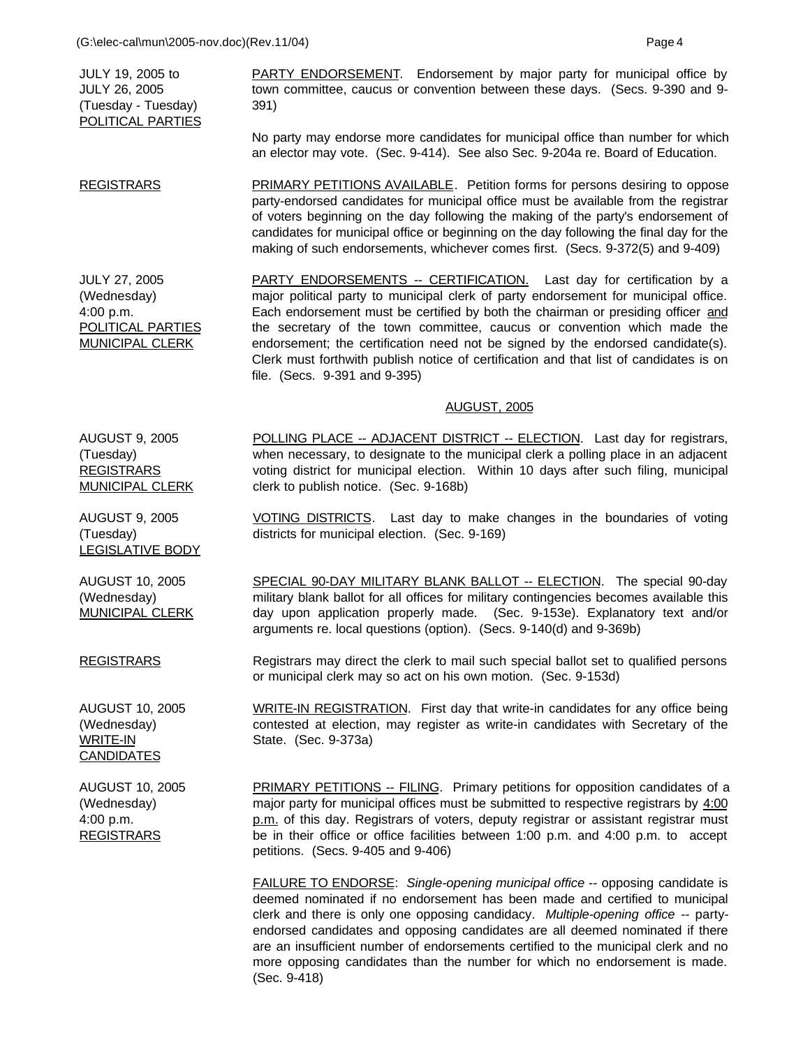| | |
|---|---|
| JULY 19, 2005 to<br>JULY 26, 2005<br>(Tuesday - Tuesday)<br>POLITICAL PARTIES | PARTY ENDORSEMENT. Endorsement by major party for municipal office by town committee, caucus or convention between these days. (Secs. 9-390 and 9-391)<br><br>No party may endorse more candidates for municipal office than number for which an elector may vote. (Sec. 9-414). See also Sec. 9-204a re. Board of Education. |
| REGISTRARS | PRIMARY PETITIONS AVAILABLE. Petition forms for persons desiring to oppose party-endorsed candidates for municipal office must be available from the registrar of voters beginning on the day following the making of the party's endorsement of candidates for municipal office or beginning on the day following the final day for the making of such endorsements, whichever comes first. (Secs. 9-372(5) and 9-409) |
| JULY 27, 2005<br>(Wednesday)<br>4:00 p.m.<br>POLITICAL PARTIES<br>MUNICIPAL CLERK | PARTY ENDORSEMENTS -- CERTIFICATION. Last day for certification by a major political party to municipal clerk of party endorsement for municipal office. Each endorsement must be certified by both the chairman or presiding officer and the secretary of the town committee, caucus or convention which made the endorsement; the certification need not be signed by the endorsed candidate(s). Clerk must forthwith publish notice of certification and that list of candidates is on file. (Secs. 9-391 and 9-395) |

## AUGUST, 2005

| | |
|---|---|
| AUGUST 9, 2005<br>(Tuesday)<br>REGISTRARS<br>MUNICIPAL CLERK | POLLING PLACE -- ADJACENT DISTRICT -- ELECTION. Last day for registrars, when necessary, to designate to the municipal clerk a polling place in an adjacent voting district for municipal election. Within 10 days after such filing, municipal clerk to publish notice. (Sec. 9-168b) |
| AUGUST 9, 2005<br>(Tuesday)<br>LEGISLATIVE BODY | VOTING DISTRICTS. Last day to make changes in the boundaries of voting districts for municipal election. (Sec. 9-169) |
| AUGUST 10, 2005<br>(Wednesday)<br>MUNICIPAL CLERK | SPECIAL 90-DAY MILITARY BLANK BALLOT -- ELECTION. The special 90-day military blank ballot for all offices for military contingencies becomes available this day upon application properly made. (Sec. 9-153e). Explanatory text and/or arguments re. local questions (option). (Secs. 9-140(d) and 9-369b) |
| REGISTRARS | Registrars may direct the clerk to mail such special ballot set to qualified persons or municipal clerk may so act on his own motion. (Sec. 9-153d) |
| AUGUST 10, 2005<br>(Wednesday)<br>WRITE-IN CANDIDATES | WRITE-IN REGISTRATION. First day that write-in candidates for any office being contested at election, may register as write-in candidates with Secretary of the State. (Sec. 9-373a) |
| AUGUST 10, 2005<br>(Wednesday)<br>4:00 p.m.<br>REGISTRARS | PRIMARY PETITIONS -- FILING. Primary petitions for opposition candidates of a major party for municipal offices must be submitted to respective registrars by 4:00 p.m. of this day. Registrars of voters, deputy registrar or assistant registrar must be in their office or office facilities between 1:00 p.m. and 4:00 p.m. to accept petitions. (Secs. 9-405 and 9-406)<br><br>FAILURE TO ENDORSE: *Single-opening municipal office* -- opposing candidate is deemed nominated if no endorsement has been made and certified to municipal clerk and there is only one opposing candidacy. *Multiple-opening office* -- party-endorsed candidates and opposing candidates are all deemed nominated if there are an insufficient number of endorsements certified to the municipal clerk and no more opposing candidates than the number for which no endorsement is made. (Sec. 9-418) |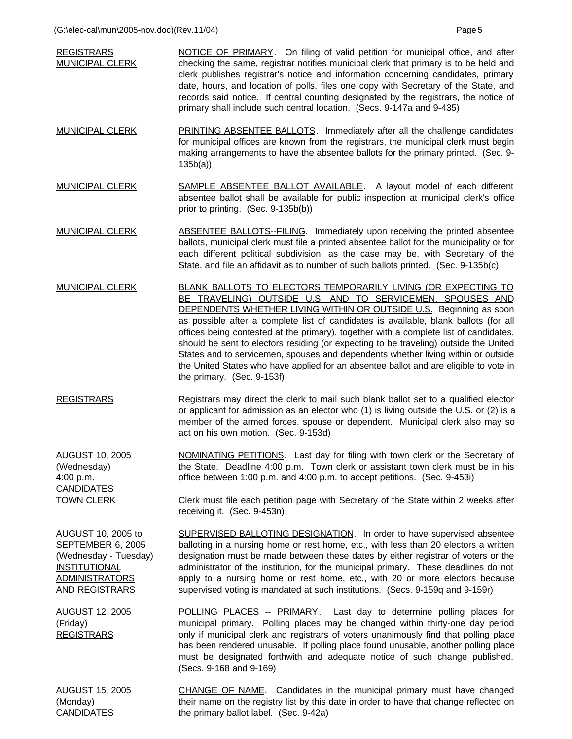**REGISTRARS**
**MUNICIPAL CLERK**

NOTICE OF PRIMARY. On filing of valid petition for municipal office, and after checking the same, registrar notifies municipal clerk that primary is to be held and clerk publishes registrar's notice and information concerning candidates, primary date, hours, and location of polls, files one copy with Secretary of the State, and records said notice. If central counting designated by the registrars, the notice of primary shall include such central location. (Secs. 9-147a and 9-435)

**MUNICIPAL CLERK**

PRINTING ABSENTEE BALLOTS. Immediately after all the challenge candidates for municipal offices are known from the registrars, the municipal clerk must begin making arrangements to have the absentee ballots for the primary printed. (Sec. 9-135b(a))

**MUNICIPAL CLERK**

SAMPLE ABSENTEE BALLOT AVAILABLE. A layout model of each different absentee ballot shall be available for public inspection at municipal clerk's office prior to printing. (Sec. 9-135b(b))

**MUNICIPAL CLERK**

ABSENTEE BALLOTS--FILING. Immediately upon receiving the printed absentee ballots, municipal clerk must file a printed absentee ballot for the municipality or for each different political subdivision, as the case may be, with Secretary of the State, and file an affidavit as to number of such ballots printed. (Sec. 9-135b(c)

**MUNICIPAL CLERK**

BLANK BALLOTS TO ELECTORS TEMPORARILY LIVING (OR EXPECTING TO BE TRAVELING) OUTSIDE U.S. AND TO SERVICEMEN, SPOUSES AND DEPENDENTS WHETHER LIVING WITHIN OR OUTSIDE U.S. Beginning as soon as possible after a complete list of candidates is available, blank ballots (for all offices being contested at the primary), together with a complete list of candidates, should be sent to electors residing (or expecting to be traveling) outside the United States and to servicemen, spouses and dependents whether living within or outside the United States who have applied for an absentee ballot and are eligible to vote in the primary. (Sec. 9-153f)

**REGISTRARS**

Registrars may direct the clerk to mail such blank ballot set to a qualified elector or applicant for admission as an elector who (1) is living outside the U.S. or (2) is a member of the armed forces, spouse or dependent. Municipal clerk also may so act on his own motion. (Sec. 9-153d)

AUGUST 10, 2005
(Wednesday)
4:00 p.m.
**CANDIDATES**
**TOWN CLERK**

NOMINATING PETITIONS. Last day for filing with town clerk or the Secretary of the State. Deadline 4:00 p.m. Town clerk or assistant town clerk must be in his office between 1:00 p.m. and 4:00 p.m. to accept petitions. (Sec. 9-453i)

Clerk must file each petition page with Secretary of the State within 2 weeks after receiving it. (Sec. 9-453n)

AUGUST 10, 2005 to
SEPTEMBER 6, 2005
(Wednesday - Tuesday)
**INSTITUTIONAL**
**ADMINISTRATORS**
**AND REGISTRARS**

SUPERVISED BALLOTING DESIGNATION. In order to have supervised absentee balloting in a nursing home or rest home, etc., with less than 20 electors a written designation must be made between these dates by either registrar of voters or the administrator of the institution, for the municipal primary. These deadlines do not apply to a nursing home or rest home, etc., with 20 or more electors because supervised voting is mandated at such institutions. (Secs. 9-159q and 9-159r)

AUGUST 12, 2005
(Friday)
**REGISTRARS**

POLLING PLACES -- PRIMARY. Last day to determine polling places for municipal primary. Polling places may be changed within thirty-one day period only if municipal clerk and registrars of voters unanimously find that polling place has been rendered unusable. If polling place found unusable, another polling place must be designated forthwith and adequate notice of such change published. (Secs. 9-168 and 9-169)

AUGUST 15, 2005
(Monday)
**CANDIDATES**

CHANGE OF NAME. Candidates in the municipal primary must have changed their name on the registry list by this date in order to have that change reflected on the primary ballot label. (Sec. 9-42a)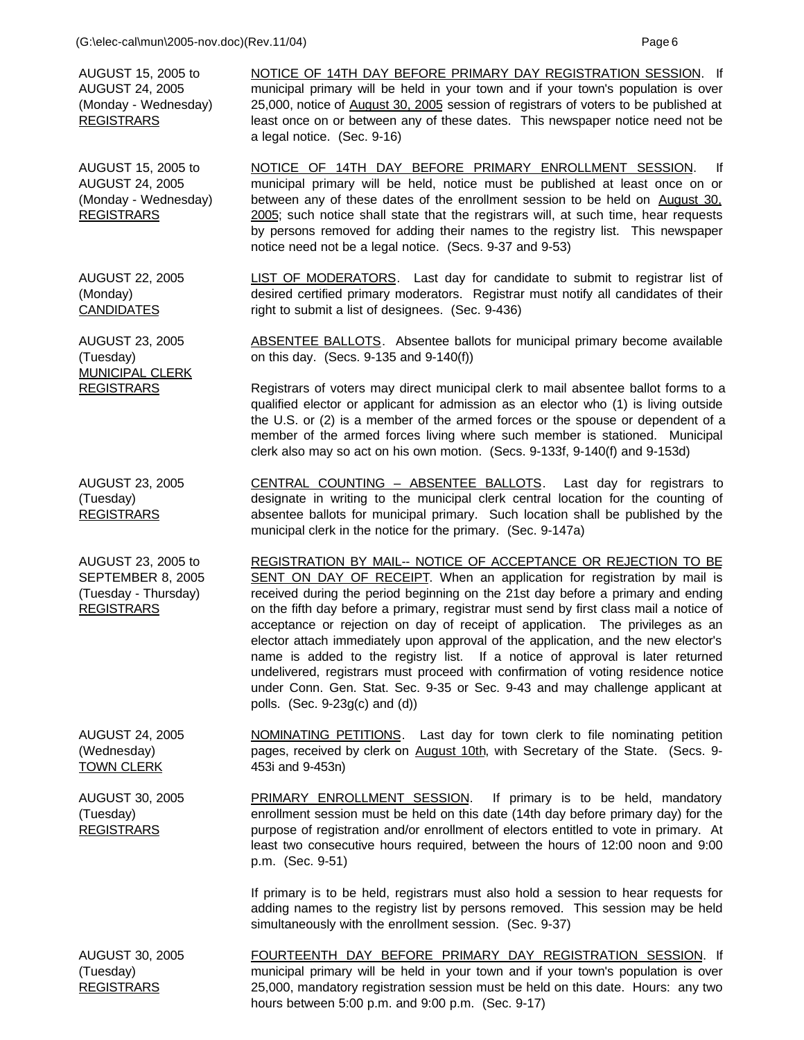AUGUST 15, 2005 to AUGUST 24, 2005 (Monday - Wednesday) REGISTRARS

NOTICE OF 14TH DAY BEFORE PRIMARY DAY REGISTRATION SESSION. If municipal primary will be held in your town and if your town's population is over 25,000, notice of August 30, 2005 session of registrars of voters to be published at least once on or between any of these dates. This newspaper notice need not be a legal notice. (Sec. 9-16)

AUGUST 15, 2005 to AUGUST 24, 2005 (Monday - Wednesday) REGISTRARS

NOTICE OF 14TH DAY BEFORE PRIMARY ENROLLMENT SESSION. If municipal primary will be held, notice must be published at least once on or between any of these dates of the enrollment session to be held on August 30, 2005; such notice shall state that the registrars will, at such time, hear requests by persons removed for adding their names to the registry list. This newspaper notice need not be a legal notice. (Secs. 9-37 and 9-53)

AUGUST 22, 2005 (Monday) CANDIDATES

LIST OF MODERATORS. Last day for candidate to submit to registrar list of desired certified primary moderators. Registrar must notify all candidates of their right to submit a list of designees. (Sec. 9-436)

AUGUST 23, 2005 (Tuesday) MUNICIPAL CLERK REGISTRARS

ABSENTEE BALLOTS. Absentee ballots for municipal primary become available on this day. (Secs. 9-135 and 9-140(f))

Registrars of voters may direct municipal clerk to mail absentee ballot forms to a qualified elector or applicant for admission as an elector who (1) is living outside the U.S. or (2) is a member of the armed forces or the spouse or dependent of a member of the armed forces living where such member is stationed. Municipal clerk also may so act on his own motion. (Secs. 9-133f, 9-140(f) and 9-153d)

AUGUST 23, 2005 (Tuesday) REGISTRARS

CENTRAL COUNTING – ABSENTEE BALLOTS. Last day for registrars to designate in writing to the municipal clerk central location for the counting of absentee ballots for municipal primary. Such location shall be published by the municipal clerk in the notice for the primary. (Sec. 9-147a)

AUGUST 23, 2005 to SEPTEMBER 8, 2005 (Tuesday - Thursday) REGISTRARS

REGISTRATION BY MAIL-- NOTICE OF ACCEPTANCE OR REJECTION TO BE SENT ON DAY OF RECEIPT. When an application for registration by mail is received during the period beginning on the 21st day before a primary and ending on the fifth day before a primary, registrar must send by first class mail a notice of acceptance or rejection on day of receipt of application. The privileges as an elector attach immediately upon approval of the application, and the new elector's name is added to the registry list. If a notice of approval is later returned undelivered, registrars must proceed with confirmation of voting residence notice under Conn. Gen. Stat. Sec. 9-35 or Sec. 9-43 and may challenge applicant at polls. (Sec. 9-23g(c) and (d))

AUGUST 24, 2005 (Wednesday) TOWN CLERK

NOMINATING PETITIONS. Last day for town clerk to file nominating petition pages, received by clerk on August 10th, with Secretary of the State. (Secs. 9-453i and 9-453n)

AUGUST 30, 2005 (Tuesday) REGISTRARS

PRIMARY ENROLLMENT SESSION. If primary is to be held, mandatory enrollment session must be held on this date (14th day before primary day) for the purpose of registration and/or enrollment of electors entitled to vote in primary. At least two consecutive hours required, between the hours of 12:00 noon and 9:00 p.m. (Sec. 9-51)

If primary is to be held, registrars must also hold a session to hear requests for adding names to the registry list by persons removed. This session may be held simultaneously with the enrollment session. (Sec. 9-37)

AUGUST 30, 2005 (Tuesday) REGISTRARS

FOURTEENTH DAY BEFORE PRIMARY DAY REGISTRATION SESSION. If municipal primary will be held in your town and if your town's population is over 25,000, mandatory registration session must be held on this date. Hours: any two hours between 5:00 p.m. and 9:00 p.m. (Sec. 9-17)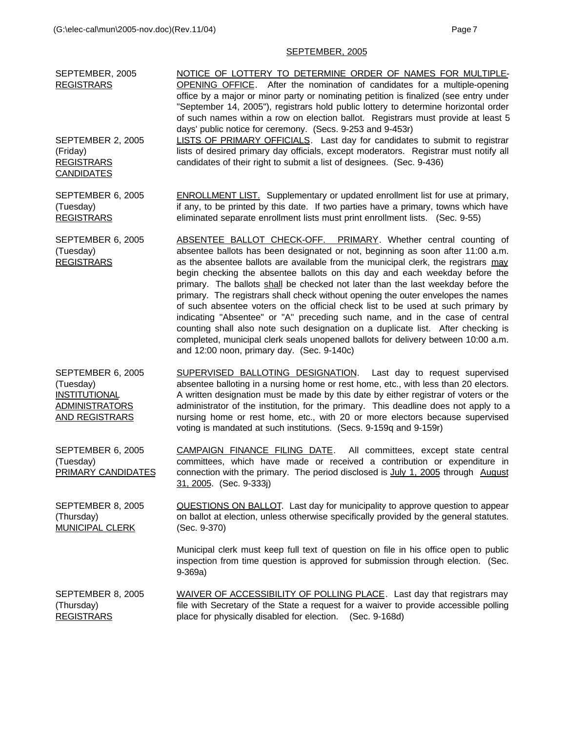## SEPTEMBER, 2005

SEPTEMBER, 2005
REGISTRARS

NOTICE OF LOTTERY TO DETERMINE ORDER OF NAMES FOR MULTIPLE-OPENING OFFICE. After the nomination of candidates for a multiple-opening office by a major or minor party or nominating petition is finalized (see entry under "September 14, 2005"), registrars hold public lottery to determine horizontal order of such names within a row on election ballot. Registrars must provide at least 5 days' public notice for ceremony. (Secs. 9-253 and 9-453r)

SEPTEMBER 2, 2005
(Friday)
REGISTRARS
CANDIDATES

LISTS OF PRIMARY OFFICIALS. Last day for candidates to submit to registrar lists of desired primary day officials, except moderators. Registrar must notify all candidates of their right to submit a list of designees. (Sec. 9-436)

SEPTEMBER 6, 2005
(Tuesday)
REGISTRARS

ENROLLMENT LIST. Supplementary or updated enrollment list for use at primary, if any, to be printed by this date. If two parties have a primary, towns which have eliminated separate enrollment lists must print enrollment lists. (Sec. 9-55)

SEPTEMBER 6, 2005
(Tuesday)
REGISTRARS

ABSENTEE BALLOT CHECK-OFF. PRIMARY. Whether central counting of absentee ballots has been designated or not, beginning as soon after 11:00 a.m. as the absentee ballots are available from the municipal clerk, the registrars may begin checking the absentee ballots on this day and each weekday before the primary. The ballots shall be checked not later than the last weekday before the primary. The registrars shall check without opening the outer envelopes the names of such absentee voters on the official check list to be used at such primary by indicating "Absentee" or "A" preceding such name, and in the case of central counting shall also note such designation on a duplicate list. After checking is completed, municipal clerk seals unopened ballots for delivery between 10:00 a.m. and 12:00 noon, primary day. (Sec. 9-140c)

SEPTEMBER 6, 2005
(Tuesday)
INSTITUTIONAL ADMINISTRATORS AND REGISTRARS

SUPERVISED BALLOTING DESIGNATION. Last day to request supervised absentee balloting in a nursing home or rest home, etc., with less than 20 electors. A written designation must be made by this date by either registrar of voters or the administrator of the institution, for the primary. This deadline does not apply to a nursing home or rest home, etc., with 20 or more electors because supervised voting is mandated at such institutions. (Secs. 9-159q and 9-159r)

SEPTEMBER 6, 2005
(Tuesday)
PRIMARY CANDIDATES

CAMPAIGN FINANCE FILING DATE. All committees, except state central committees, which have made or received a contribution or expenditure in connection with the primary. The period disclosed is July 1, 2005 through August 31, 2005. (Sec. 9-333j)

SEPTEMBER 8, 2005
(Thursday)
MUNICIPAL CLERK

QUESTIONS ON BALLOT. Last day for municipality to approve question to appear on ballot at election, unless otherwise specifically provided by the general statutes. (Sec. 9-370)

Municipal clerk must keep full text of question on file in his office open to public inspection from time question is approved for submission through election. (Sec. 9-369a)

SEPTEMBER 8, 2005
(Thursday)
REGISTRARS

WAIVER OF ACCESSIBILITY OF POLLING PLACE. Last day that registrars may file with Secretary of the State a request for a waiver to provide accessible polling place for physically disabled for election. (Sec. 9-168d)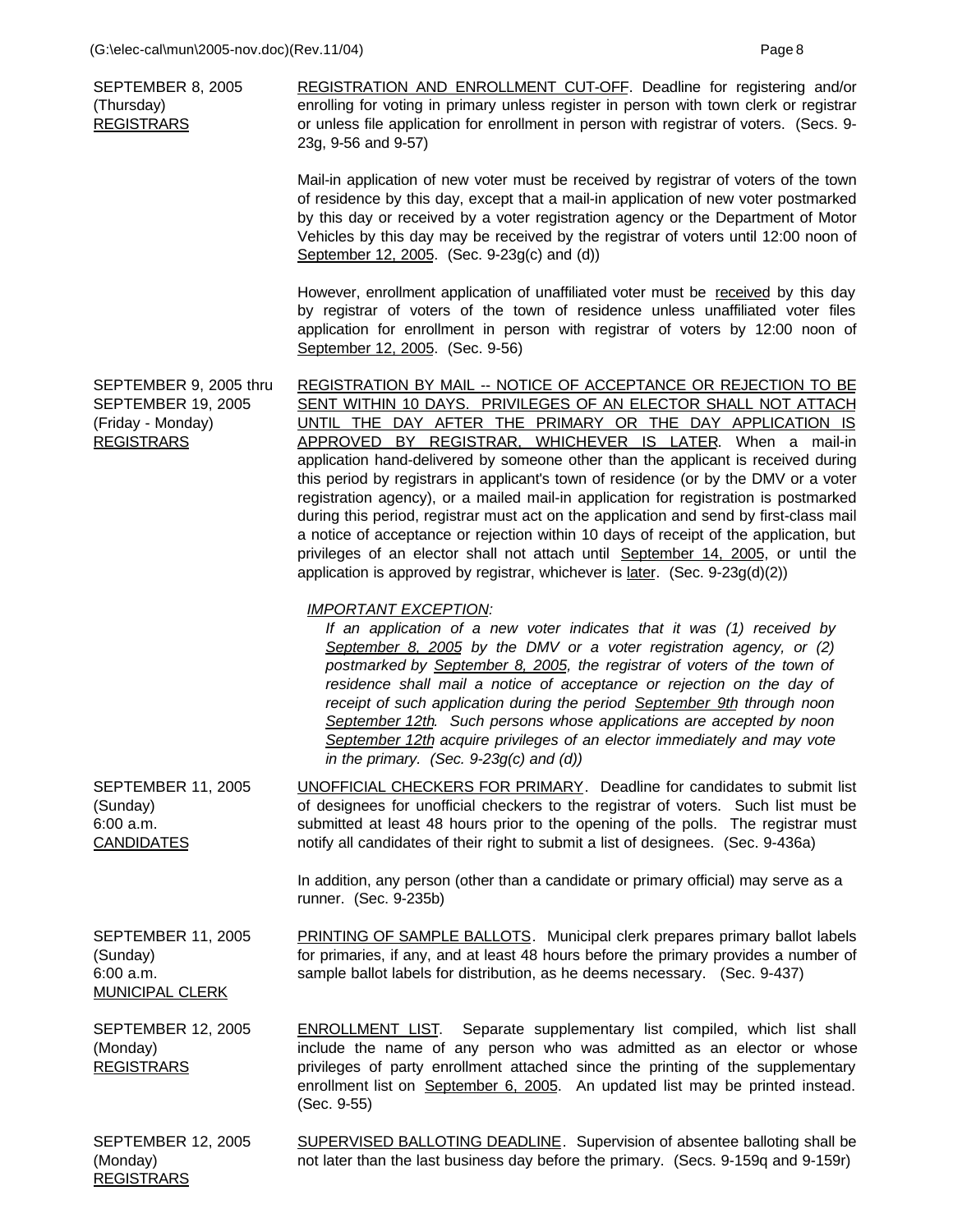| | |
|---|---|
| SEPTEMBER 8, 2005<br>(Thursday)<br>REGISTRARS | REGISTRATION AND ENROLLMENT CUT-OFF. Deadline for registering and/or enrolling for voting in primary unless register in person with town clerk or registrar or unless file application for enrollment in person with registrar of voters. (Secs. 9-23g, 9-56 and 9-57)<br><br>Mail-in application of new voter must be received by registrar of voters of the town of residence by this day, except that a mail-in application of new voter postmarked by this day or received by a voter registration agency or the Department of Motor Vehicles by this day may be received by the registrar of voters until 12:00 noon of September 12, 2005. (Sec. 9-23g(c) and (d))<br><br>However, enrollment application of unaffiliated voter must be received by this day by registrar of voters of the town of residence unless unaffiliated voter files application for enrollment in person with registrar of voters by 12:00 noon of September 12, 2005. (Sec. 9-56) |
| SEPTEMBER 9, 2005 thru<br>SEPTEMBER 19, 2005<br>(Friday - Monday)<br>REGISTRARS | REGISTRATION BY MAIL -- NOTICE OF ACCEPTANCE OR REJECTION TO BE SENT WITHIN 10 DAYS. PRIVILEGES OF AN ELECTOR SHALL NOT ATTACH UNTIL THE DAY AFTER THE PRIMARY OR THE DAY APPLICATION IS APPROVED BY REGISTRAR, WHICHEVER IS LATER. When a mail-in application hand-delivered by someone other than the applicant is received during this period by registrars in applicant's town of residence (or by the DMV or a voter registration agency), or a mailed mail-in application for registration is postmarked during this period, registrar must act on the application and send by first-class mail a notice of acceptance or rejection within 10 days of receipt of the application, but privileges of an elector shall not attach until September 14, 2005, or until the application is approved by registrar, whichever is later. (Sec. 9-23g(d)(2))<br><br>*IMPORTANT EXCEPTION:*<br>*If an application of a new voter indicates that it was (1) received by September 8, 2005 by the DMV or a voter registration agency, or (2) postmarked by September 8, 2005, the registrar of voters of the town of residence shall mail a notice of acceptance or rejection on the day of receipt of such application during the period September 9th through noon September 12th. Such persons whose applications are accepted by noon September 12th acquire privileges of an elector immediately and may vote in the primary. (Sec. 9-23g(c) and (d))* |
| SEPTEMBER 11, 2005<br>(Sunday)<br>6:00 a.m.<br>CANDIDATES | UNOFFICIAL CHECKERS FOR PRIMARY. Deadline for candidates to submit list of designees for unofficial checkers to the registrar of voters. Such list must be submitted at least 48 hours prior to the opening of the polls. The registrar must notify all candidates of their right to submit a list of designees. (Sec. 9-436a)<br><br>In addition, any person (other than a candidate or primary official) may serve as a runner. (Sec. 9-235b) |
| SEPTEMBER 11, 2005<br>(Sunday)<br>6:00 a.m.<br>MUNICIPAL CLERK | PRINTING OF SAMPLE BALLOTS. Municipal clerk prepares primary ballot labels for primaries, if any, and at least 48 hours before the primary provides a number of sample ballot labels for distribution, as he deems necessary. (Sec. 9-437) |
| SEPTEMBER 12, 2005<br>(Monday)<br>REGISTRARS | ENROLLMENT LIST. Separate supplementary list compiled, which list shall include the name of any person who was admitted as an elector or whose privileges of party enrollment attached since the printing of the supplementary enrollment list on September 6, 2005. An updated list may be printed instead. (Sec. 9-55) |
| SEPTEMBER 12, 2005<br>(Monday)<br>REGISTRARS | SUPERVISED BALLOTING DEADLINE. Supervision of absentee balloting shall be not later than the last business day before the primary. (Secs. 9-159q and 9-159r) |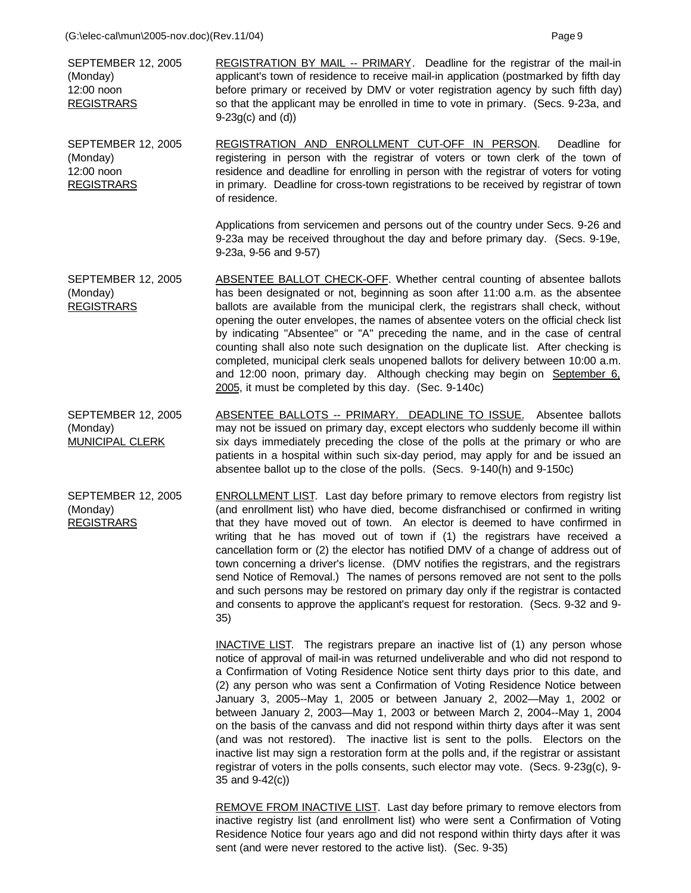SEPTEMBER 12, 2005
(Monday)
12:00 noon
REGISTRARS

REGISTRATION BY MAIL -- PRIMARY. Deadline for the registrar of the mail-in applicant's town of residence to receive mail-in application (postmarked by fifth day before primary or received by DMV or voter registration agency by such fifth day) so that the applicant may be enrolled in time to vote in primary. (Secs. 9-23a, and 9-23g(c) and (d))

SEPTEMBER 12, 2005
(Monday)
12:00 noon
REGISTRARS

REGISTRATION AND ENROLLMENT CUT-OFF IN PERSON. Deadline for registering in person with the registrar of voters or town clerk of the town of residence and deadline for enrolling in person with the registrar of voters for voting in primary. Deadline for cross-town registrations to be received by registrar of town of residence.

Applications from servicemen and persons out of the country under Secs. 9-26 and 9-23a may be received throughout the day and before primary day. (Secs. 9-19e, 9-23a, 9-56 and 9-57)

SEPTEMBER 12, 2005
(Monday)
REGISTRARS

ABSENTEE BALLOT CHECK-OFF. Whether central counting of absentee ballots has been designated or not, beginning as soon after 11:00 a.m. as the absentee ballots are available from the municipal clerk, the registrars shall check, without opening the outer envelopes, the names of absentee voters on the official check list by indicating "Absentee" or "A" preceding the name, and in the case of central counting shall also note such designation on the duplicate list. After checking is completed, municipal clerk seals unopened ballots for delivery between 10:00 a.m. and 12:00 noon, primary day. Although checking may begin on September 6, 2005, it must be completed by this day. (Sec. 9-140c)

SEPTEMBER 12, 2005
(Monday)
MUNICIPAL CLERK

ABSENTEE BALLOTS -- PRIMARY. DEADLINE TO ISSUE. Absentee ballots may not be issued on primary day, except electors who suddenly become ill within six days immediately preceding the close of the polls at the primary or who are patients in a hospital within such six-day period, may apply for and be issued an absentee ballot up to the close of the polls. (Secs. 9-140(h) and 9-150c)

SEPTEMBER 12, 2005
(Monday)
REGISTRARS

ENROLLMENT LIST. Last day before primary to remove electors from registry list (and enrollment list) who have died, become disfranchised or confirmed in writing that they have moved out of town. An elector is deemed to have confirmed in writing that he has moved out of town if (1) the registrars have received a cancellation form or (2) the elector has notified DMV of a change of address out of town concerning a driver's license. (DMV notifies the registrars, and the registrars send Notice of Removal.) The names of persons removed are not sent to the polls and such persons may be restored on primary day only if the registrar is contacted and consents to approve the applicant's request for restoration. (Secs. 9-32 and 9-35)

INACTIVE LIST. The registrars prepare an inactive list of (1) any person whose notice of approval of mail-in was returned undeliverable and who did not respond to a Confirmation of Voting Residence Notice sent thirty days prior to this date, and (2) any person who was sent a Confirmation of Voting Residence Notice between January 3, 2005--May 1, 2005 or between January 2, 2002—May 1, 2002 or between January 2, 2003—May 1, 2003 or between March 2, 2004--May 1, 2004 on the basis of the canvass and did not respond within thirty days after it was sent (and was not restored). The inactive list is sent to the polls. Electors on the inactive list may sign a restoration form at the polls and, if the registrar or assistant registrar of voters in the polls consents, such elector may vote. (Secs. 9-23g(c), 9-35 and 9-42(c))

REMOVE FROM INACTIVE LIST. Last day before primary to remove electors from inactive registry list (and enrollment list) who were sent a Confirmation of Voting Residence Notice four years ago and did not respond within thirty days after it was sent (and were never restored to the active list). (Sec. 9-35)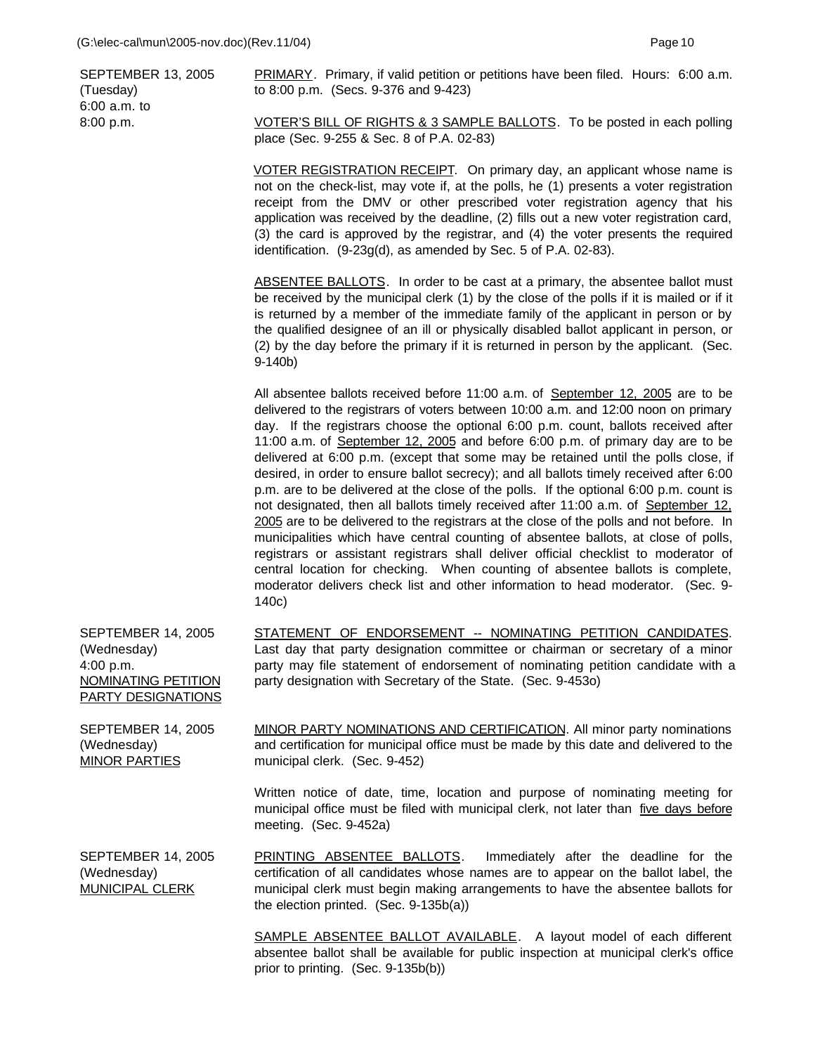**SEPTEMBER 13, 2005**
(Tuesday)
6:00 a.m. to
8:00 p.m.

<u>PRIMARY</u>. Primary, if valid petition or petitions have been filed. Hours: 6:00 a.m. to 8:00 p.m. (Secs. 9-376 and 9-423)

<u>VOTER'S BILL OF RIGHTS & 3 SAMPLE BALLOTS</u>. To be posted in each polling place (Sec. 9-255 & Sec. 8 of P.A. 02-83)

<u>VOTER REGISTRATION RECEIPT</u>. On primary day, an applicant whose name is not on the check-list, may vote if, at the polls, he (1) presents a voter registration receipt from the DMV or other prescribed voter registration agency that his application was received by the deadline, (2) fills out a new voter registration card, (3) the card is approved by the registrar, and (4) the voter presents the required identification. (9-23g(d), as amended by Sec. 5 of P.A. 02-83).

<u>ABSENTEE BALLOTS</u>. In order to be cast at a primary, the absentee ballot must be received by the municipal clerk (1) by the close of the polls if it is mailed or if it is returned by a member of the immediate family of the applicant in person or by the qualified designee of an ill or physically disabled ballot applicant in person, or (2) by the day before the primary if it is returned in person by the applicant. (Sec. 9-140b)

All absentee ballots received before 11:00 a.m. of <u>September 12, 2005</u> are to be delivered to the registrars of voters between 10:00 a.m. and 12:00 noon on primary day. If the registrars choose the optional 6:00 p.m. count, ballots received after 11:00 a.m. of <u>September 12, 2005</u> and before 6:00 p.m. of primary day are to be delivered at 6:00 p.m. (except that some may be retained until the polls close, if desired, in order to ensure ballot secrecy); and all ballots timely received after 6:00 p.m. are to be delivered at the close of the polls. If the optional 6:00 p.m. count is not designated, then all ballots timely received after 11:00 a.m. of <u>September 12, 2005</u> are to be delivered to the registrars at the close of the polls and not before. In municipalities which have central counting of absentee ballots, at close of polls, registrars or assistant registrars shall deliver official checklist to moderator of central location for checking. When counting of absentee ballots is complete, moderator delivers check list and other information to head moderator. (Sec. 9-140c)

**SEPTEMBER 14, 2005**
(Wednesday)
4:00 p.m.
<u>NOMINATING PETITION PARTY DESIGNATIONS</u>

<u>STATEMENT OF ENDORSEMENT -- NOMINATING PETITION CANDIDATES</u>. Last day that party designation committee or chairman or secretary of a minor party may file statement of endorsement of nominating petition candidate with a party designation with Secretary of the State. (Sec. 9-453o)

**SEPTEMBER 14, 2005**
(Wednesday)
<u>MINOR PARTIES</u>

<u>MINOR PARTY NOMINATIONS AND CERTIFICATION</u>. All minor party nominations and certification for municipal office must be made by this date and delivered to the municipal clerk. (Sec. 9-452)

Written notice of date, time, location and purpose of nominating meeting for municipal office must be filed with municipal clerk, not later than <u>five days before</u> meeting. (Sec. 9-452a)

**SEPTEMBER 14, 2005**
(Wednesday)
<u>MUNICIPAL CLERK</u>

<u>PRINTING ABSENTEE BALLOTS</u>. Immediately after the deadline for the certification of all candidates whose names are to appear on the ballot label, the municipal clerk must begin making arrangements to have the absentee ballots for the election printed. (Sec. 9-135b(a))

<u>SAMPLE ABSENTEE BALLOT AVAILABLE</u>. A layout model of each different absentee ballot shall be available for public inspection at municipal clerk's office prior to printing. (Sec. 9-135b(b))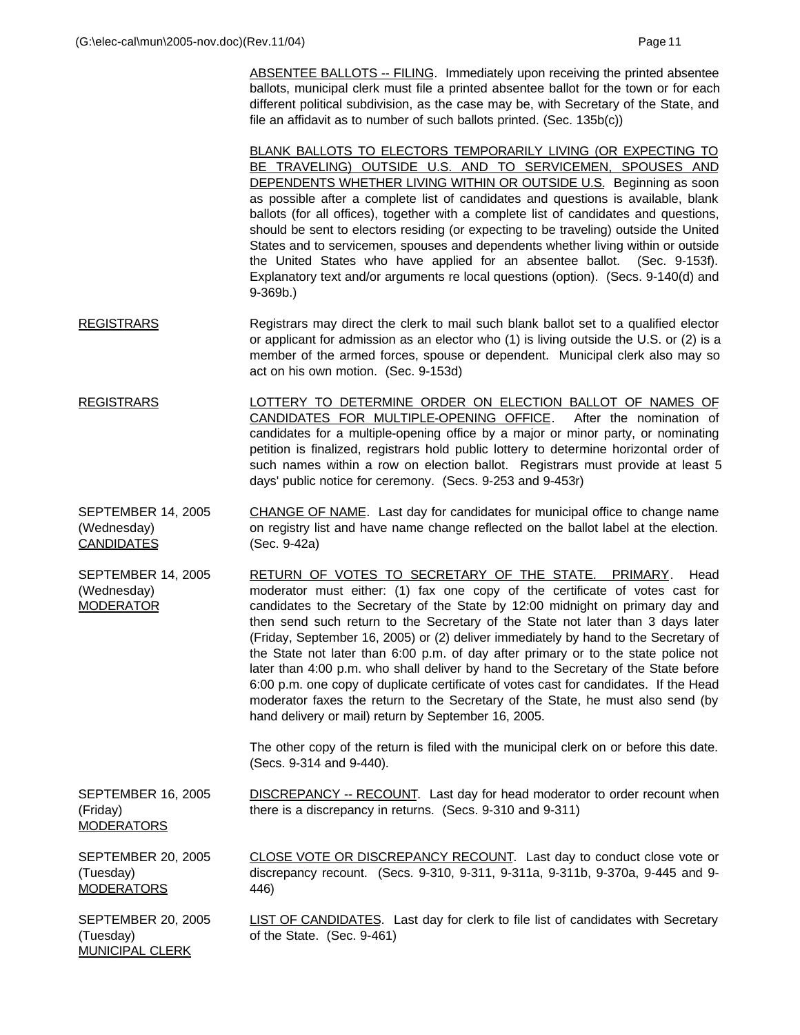ABSENTEE BALLOTS -- FILING. Immediately upon receiving the printed absentee ballots, municipal clerk must file a printed absentee ballot for the town or for each different political subdivision, as the case may be, with Secretary of the State, and file an affidavit as to number of such ballots printed. (Sec. 135b(c))

BLANK BALLOTS TO ELECTORS TEMPORARILY LIVING (OR EXPECTING TO BE TRAVELING) OUTSIDE U.S. AND TO SERVICEMEN, SPOUSES AND DEPENDENTS WHETHER LIVING WITHIN OR OUTSIDE U.S. Beginning as soon as possible after a complete list of candidates and questions is available, blank ballots (for all offices), together with a complete list of candidates and questions, should be sent to electors residing (or expecting to be traveling) outside the United States and to servicemen, spouses and dependents whether living within or outside the United States who have applied for an absentee ballot. (Sec. 9-153f). Explanatory text and/or arguments re local questions (option). (Secs. 9-140(d) and 9-369b.)

| | |
|---|---|
| REGISTRARS | Registrars may direct the clerk to mail such blank ballot set to a qualified elector or applicant for admission as an elector who (1) is living outside the U.S. or (2) is a member of the armed forces, spouse or dependent. Municipal clerk also may so act on his own motion. (Sec. 9-153d) |
| REGISTRARS | LOTTERY TO DETERMINE ORDER ON ELECTION BALLOT OF NAMES OF CANDIDATES FOR MULTIPLE-OPENING OFFICE. After the nomination of candidates for a multiple-opening office by a major or minor party, or nominating petition is finalized, registrars hold public lottery to determine horizontal order of such names within a row on election ballot. Registrars must provide at least 5 days' public notice for ceremony. (Secs. 9-253 and 9-453r) |
| SEPTEMBER 14, 2005 (Wednesday) CANDIDATES | CHANGE OF NAME. Last day for candidates for municipal office to change name on registry list and have name change reflected on the ballot label at the election. (Sec. 9-42a) |
| SEPTEMBER 14, 2005 (Wednesday) MODERATOR | RETURN OF VOTES TO SECRETARY OF THE STATE. PRIMARY. Head moderator must either: (1) fax one copy of the certificate of votes cast for candidates to the Secretary of the State by 12:00 midnight on primary day and then send such return to the Secretary of the State not later than 3 days later (Friday, September 16, 2005) or (2) deliver immediately by hand to the Secretary of the State not later than 6:00 p.m. of day after primary or to the state police not later than 4:00 p.m. who shall deliver by hand to the Secretary of the State before 6:00 p.m. one copy of duplicate certificate of votes cast for candidates. If the Head moderator faxes the return to the Secretary of the State, he must also send (by hand delivery or mail) return by September 16, 2005.<br><br>The other copy of the return is filed with the municipal clerk on or before this date. (Secs. 9-314 and 9-440). |
| SEPTEMBER 16, 2005 (Friday) MODERATORS | DISCREPANCY -- RECOUNT. Last day for head moderator to order recount when there is a discrepancy in returns. (Secs. 9-310 and 9-311) |
| SEPTEMBER 20, 2005 (Tuesday) MODERATORS | CLOSE VOTE OR DISCREPANCY RECOUNT. Last day to conduct close vote or discrepancy recount. (Secs. 9-310, 9-311, 9-311a, 9-311b, 9-370a, 9-445 and 9-446) |
| SEPTEMBER 20, 2005 (Tuesday) MUNICIPAL CLERK | LIST OF CANDIDATES. Last day for clerk to file list of candidates with Secretary of the State. (Sec. 9-461) |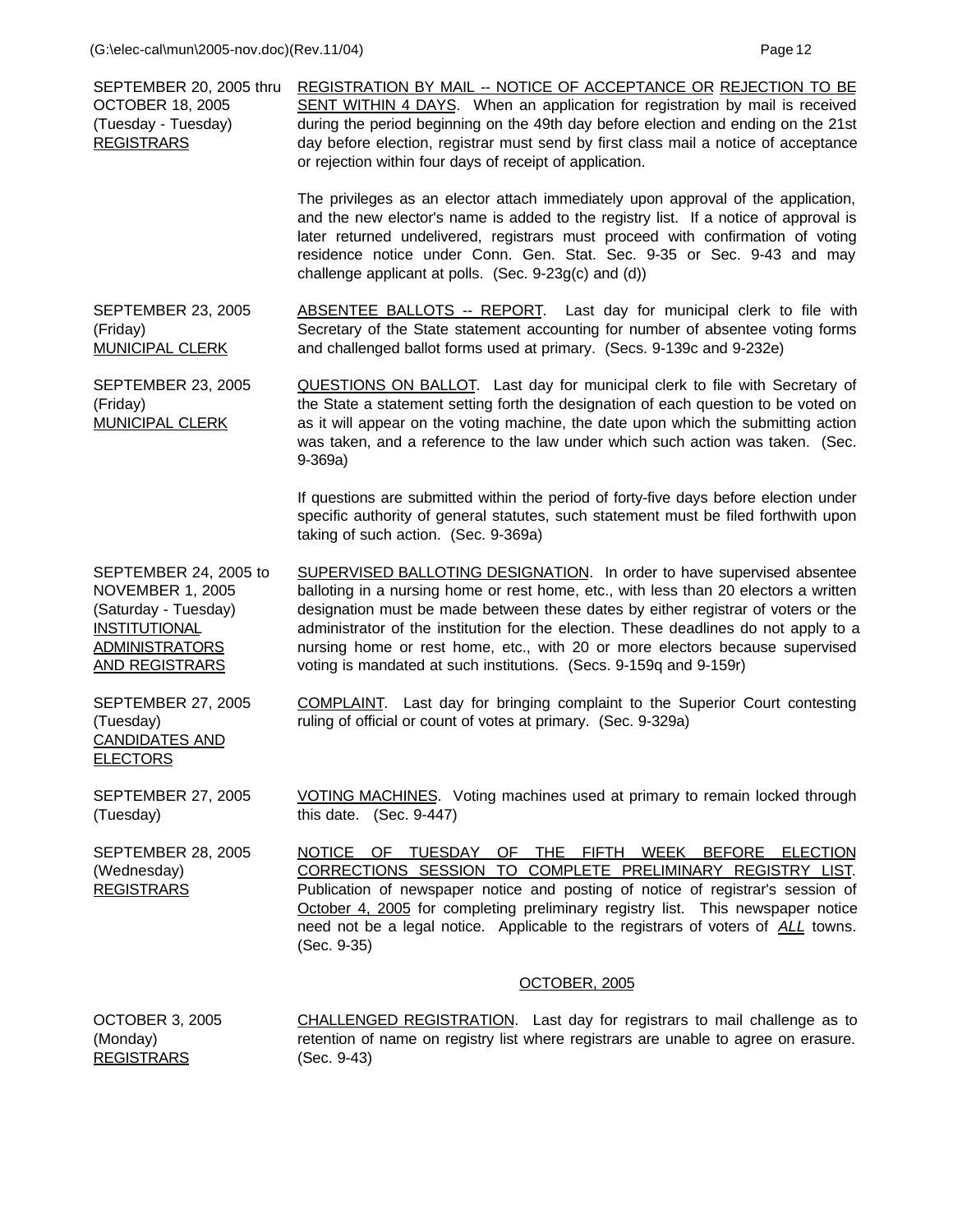SEPTEMBER 20, 2005 thru OCTOBER 18, 2005
(Tuesday - Tuesday)
REGISTRARS

REGISTRATION BY MAIL -- NOTICE OF ACCEPTANCE OR REJECTION TO BE SENT WITHIN 4 DAYS. When an application for registration by mail is received during the period beginning on the 49th day before election and ending on the 21st day before election, registrar must send by first class mail a notice of acceptance or rejection within four days of receipt of application.

The privileges as an elector attach immediately upon approval of the application, and the new elector's name is added to the registry list. If a notice of approval is later returned undelivered, registrars must proceed with confirmation of voting residence notice under Conn. Gen. Stat. Sec. 9-35 or Sec. 9-43 and may challenge applicant at polls. (Sec. 9-23g(c) and (d))

SEPTEMBER 23, 2005
(Friday)
MUNICIPAL CLERK

ABSENTEE BALLOTS -- REPORT. Last day for municipal clerk to file with Secretary of the State statement accounting for number of absentee voting forms and challenged ballot forms used at primary. (Secs. 9-139c and 9-232e)

SEPTEMBER 23, 2005
(Friday)
MUNICIPAL CLERK

QUESTIONS ON BALLOT. Last day for municipal clerk to file with Secretary of the State a statement setting forth the designation of each question to be voted on as it will appear on the voting machine, the date upon which the submitting action was taken, and a reference to the law under which such action was taken. (Sec. 9-369a)

If questions are submitted within the period of forty-five days before election under specific authority of general statutes, such statement must be filed forthwith upon taking of such action. (Sec. 9-369a)

SEPTEMBER 24, 2005 to NOVEMBER 1, 2005
(Saturday - Tuesday)
INSTITUTIONAL ADMINISTRATORS AND REGISTRARS

SUPERVISED BALLOTING DESIGNATION. In order to have supervised absentee balloting in a nursing home or rest home, etc., with less than 20 electors a written designation must be made between these dates by either registrar of voters or the administrator of the institution for the election. These deadlines do not apply to a nursing home or rest home, etc., with 20 or more electors because supervised voting is mandated at such institutions. (Secs. 9-159q and 9-159r)

SEPTEMBER 27, 2005
(Tuesday)
CANDIDATES AND ELECTORS

COMPLAINT. Last day for bringing complaint to the Superior Court contesting ruling of official or count of votes at primary. (Sec. 9-329a)

SEPTEMBER 27, 2005
(Tuesday)

VOTING MACHINES. Voting machines used at primary to remain locked through this date. (Sec. 9-447)

SEPTEMBER 28, 2005
(Wednesday)
REGISTRARS

NOTICE OF TUESDAY OF THE FIFTH WEEK BEFORE ELECTION CORRECTIONS SESSION TO COMPLETE PRELIMINARY REGISTRY LIST. Publication of newspaper notice and posting of notice of registrar's session of October 4, 2005 for completing preliminary registry list. This newspaper notice need not be a legal notice. Applicable to the registrars of voters of ***ALL*** towns. (Sec. 9-35)

## OCTOBER, 2005

OCTOBER 3, 2005
(Monday)
REGISTRARS

CHALLENGED REGISTRATION. Last day for registrars to mail challenge as to retention of name on registry list where registrars are unable to agree on erasure. (Sec. 9-43)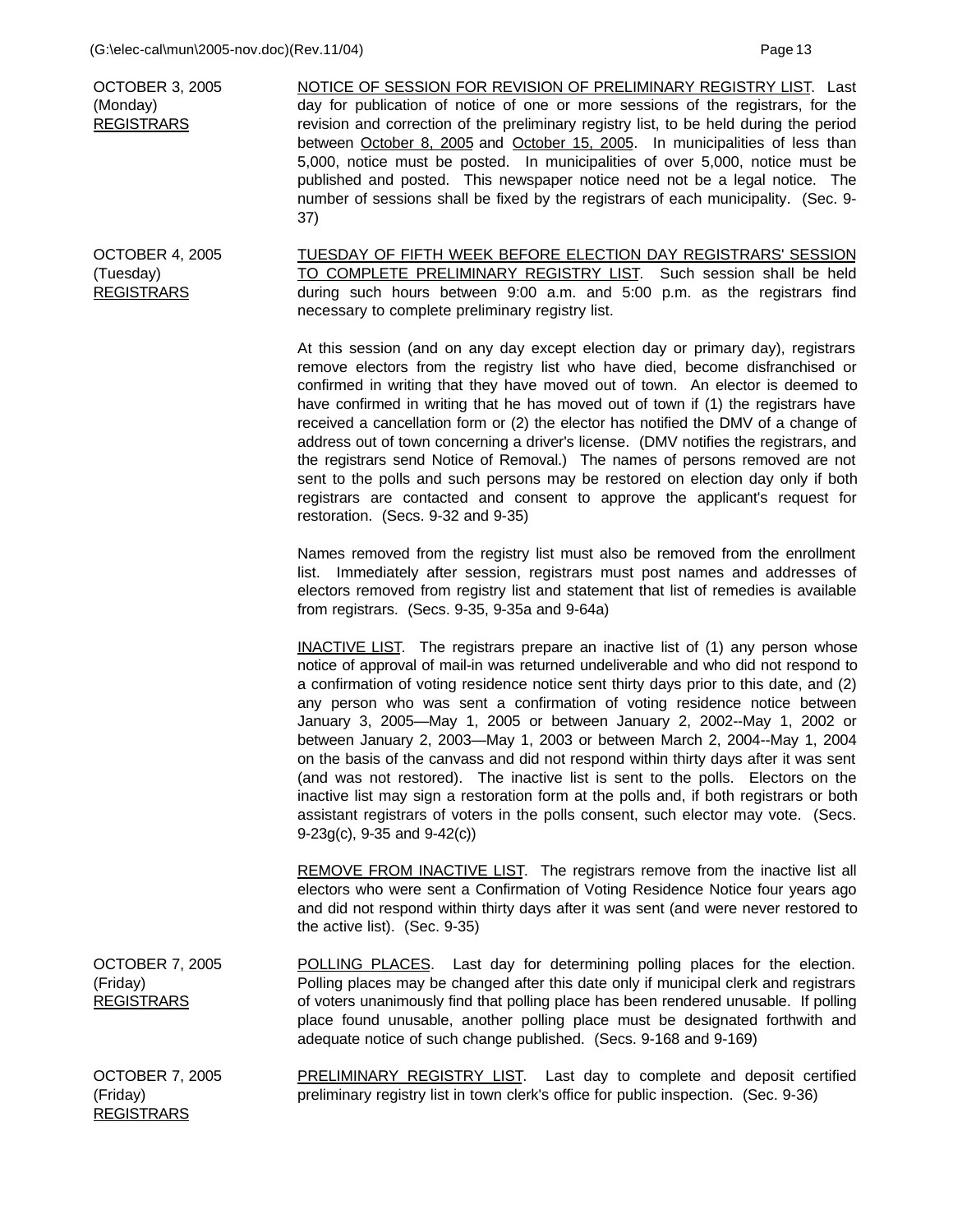**OCTOBER 3, 2005**
(Monday)
REGISTRARS

NOTICE OF SESSION FOR REVISION OF PRELIMINARY REGISTRY LIST. Last day for publication of notice of one or more sessions of the registrars, for the revision and correction of the preliminary registry list, to be held during the period between October 8, 2005 and October 15, 2005. In municipalities of less than 5,000, notice must be posted. In municipalities of over 5,000, notice must be published and posted. This newspaper notice need not be a legal notice. The number of sessions shall be fixed by the registrars of each municipality. (Sec. 9-37)

**OCTOBER 4, 2005**
(Tuesday)
REGISTRARS

TUESDAY OF FIFTH WEEK BEFORE ELECTION DAY REGISTRARS' SESSION TO COMPLETE PRELIMINARY REGISTRY LIST. Such session shall be held during such hours between 9:00 a.m. and 5:00 p.m. as the registrars find necessary to complete preliminary registry list.

At this session (and on any day except election day or primary day), registrars remove electors from the registry list who have died, become disfranchised or confirmed in writing that they have moved out of town. An elector is deemed to have confirmed in writing that he has moved out of town if (1) the registrars have received a cancellation form or (2) the elector has notified the DMV of a change of address out of town concerning a driver's license. (DMV notifies the registrars, and the registrars send Notice of Removal.) The names of persons removed are not sent to the polls and such persons may be restored on election day only if both registrars are contacted and consent to approve the applicant's request for restoration. (Secs. 9-32 and 9-35)

Names removed from the registry list must also be removed from the enrollment list. Immediately after session, registrars must post names and addresses of electors removed from registry list and statement that list of remedies is available from registrars. (Secs. 9-35, 9-35a and 9-64a)

INACTIVE LIST. The registrars prepare an inactive list of (1) any person whose notice of approval of mail-in was returned undeliverable and who did not respond to a confirmation of voting residence notice sent thirty days prior to this date, and (2) any person who was sent a confirmation of voting residence notice between January 3, 2005—May 1, 2005 or between January 2, 2002--May 1, 2002 or between January 2, 2003—May 1, 2003 or between March 2, 2004--May 1, 2004 on the basis of the canvass and did not respond within thirty days after it was sent (and was not restored). The inactive list is sent to the polls. Electors on the inactive list may sign a restoration form at the polls and, if both registrars or both assistant registrars of voters in the polls consent, such elector may vote. (Secs. 9-23g(c), 9-35 and 9-42(c))

REMOVE FROM INACTIVE LIST. The registrars remove from the inactive list all electors who were sent a Confirmation of Voting Residence Notice four years ago and did not respond within thirty days after it was sent (and were never restored to the active list). (Sec. 9-35)

**OCTOBER 7, 2005**
(Friday)
REGISTRARS

POLLING PLACES. Last day for determining polling places for the election. Polling places may be changed after this date only if municipal clerk and registrars of voters unanimously find that polling place has been rendered unusable. If polling place found unusable, another polling place must be designated forthwith and adequate notice of such change published. (Secs. 9-168 and 9-169)

**OCTOBER 7, 2005**
(Friday)
REGISTRARS

PRELIMINARY REGISTRY LIST. Last day to complete and deposit certified preliminary registry list in town clerk's office for public inspection. (Sec. 9-36)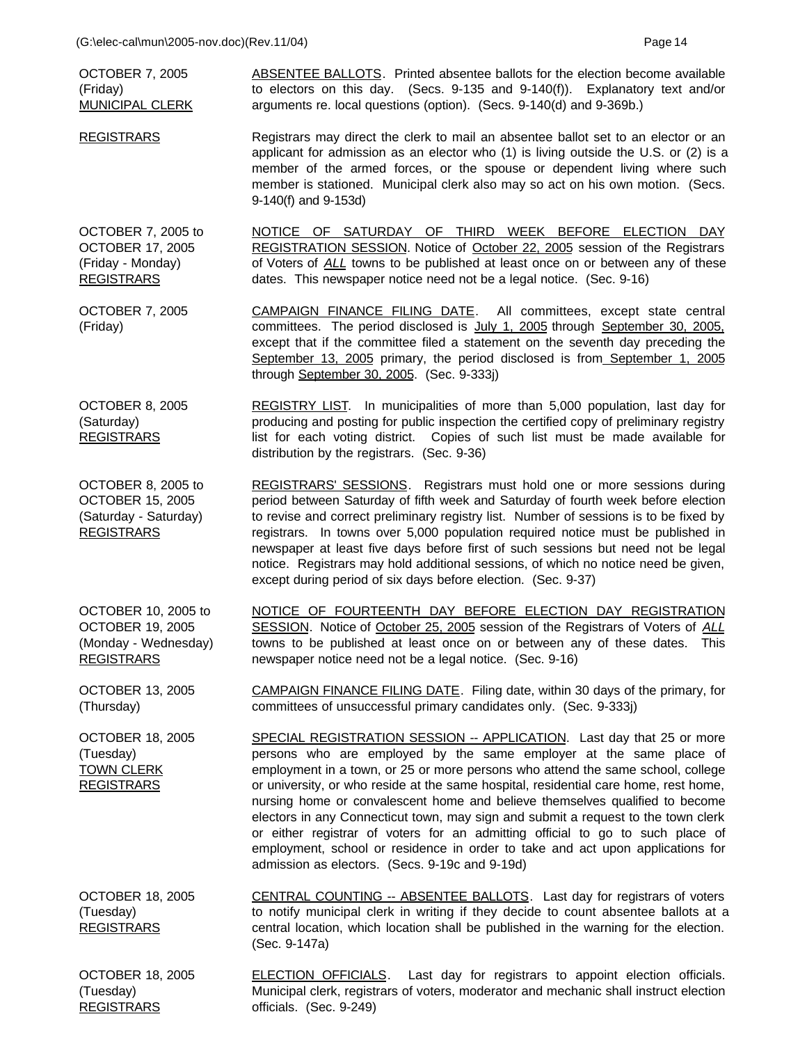| | |
|---|---|
| OCTOBER 7, 2005<br>(Friday)<br>MUNICIPAL CLERK | ABSENTEE BALLOTS. Printed absentee ballots for the election become available to electors on this day. (Secs. 9-135 and 9-140(f)). Explanatory text and/or arguments re. local questions (option). (Secs. 9-140(d) and 9-369b.) |
| REGISTRARS | Registrars may direct the clerk to mail an absentee ballot set to an elector or an applicant for admission as an elector who (1) is living outside the U.S. or (2) is a member of the armed forces, or the spouse or dependent living where such member is stationed. Municipal clerk also may so act on his own motion. (Secs. 9-140(f) and 9-153d) |
| OCTOBER 7, 2005 to<br>OCTOBER 17, 2005<br>(Friday - Monday)<br>REGISTRARS | NOTICE OF SATURDAY OF THIRD WEEK BEFORE ELECTION DAY REGISTRATION SESSION. Notice of October 22, 2005 session of the Registrars of Voters of *ALL* towns to be published at least once on or between any of these dates. This newspaper notice need not be a legal notice. (Sec. 9-16) |
| OCTOBER 7, 2005<br>(Friday) | CAMPAIGN FINANCE FILING DATE. All committees, except state central committees. The period disclosed is July 1, 2005 through September 30, 2005, except that if the committee filed a statement on the seventh day preceding the September 13, 2005 primary, the period disclosed is from September 1, 2005 through September 30, 2005. (Sec. 9-333j) |
| OCTOBER 8, 2005<br>(Saturday)<br>REGISTRARS | REGISTRY LIST. In municipalities of more than 5,000 population, last day for producing and posting for public inspection the certified copy of preliminary registry list for each voting district. Copies of such list must be made available for distribution by the registrars. (Sec. 9-36) |
| OCTOBER 8, 2005 to<br>OCTOBER 15, 2005<br>(Saturday - Saturday)<br>REGISTRARS | REGISTRARS' SESSIONS. Registrars must hold one or more sessions during period between Saturday of fifth week and Saturday of fourth week before election to revise and correct preliminary registry list. Number of sessions is to be fixed by registrars. In towns over 5,000 population required notice must be published in newspaper at least five days before first of such sessions but need not be legal notice. Registrars may hold additional sessions, of which no notice need be given, except during period of six days before election. (Sec. 9-37) |
| OCTOBER 10, 2005 to<br>OCTOBER 19, 2005<br>(Monday - Wednesday)<br>REGISTRARS | NOTICE OF FOURTEENTH DAY BEFORE ELECTION DAY REGISTRATION SESSION. Notice of October 25, 2005 session of the Registrars of Voters of *ALL* towns to be published at least once on or between any of these dates. This newspaper notice need not be a legal notice. (Sec. 9-16) |
| OCTOBER 13, 2005<br>(Thursday) | CAMPAIGN FINANCE FILING DATE. Filing date, within 30 days of the primary, for committees of unsuccessful primary candidates only. (Sec. 9-333j) |
| OCTOBER 18, 2005<br>(Tuesday)<br>TOWN CLERK<br>REGISTRARS | SPECIAL REGISTRATION SESSION -- APPLICATION. Last day that 25 or more persons who are employed by the same employer at the same place of employment in a town, or 25 or more persons who attend the same school, college or university, or who reside at the same hospital, residential care home, rest home, nursing home or convalescent home and believe themselves qualified to become electors in any Connecticut town, may sign and submit a request to the town clerk or either registrar of voters for an admitting official to go to such place of employment, school or residence in order to take and act upon applications for admission as electors. (Secs. 9-19c and 9-19d) |
| OCTOBER 18, 2005<br>(Tuesday)<br>REGISTRARS | CENTRAL COUNTING -- ABSENTEE BALLOTS. Last day for registrars of voters to notify municipal clerk in writing if they decide to count absentee ballots at a central location, which location shall be published in the warning for the election. (Sec. 9-147a) |
| OCTOBER 18, 2005<br>(Tuesday)<br>REGISTRARS | ELECTION OFFICIALS. Last day for registrars to appoint election officials. Municipal clerk, registrars of voters, moderator and mechanic shall instruct election officials. (Sec. 9-249) |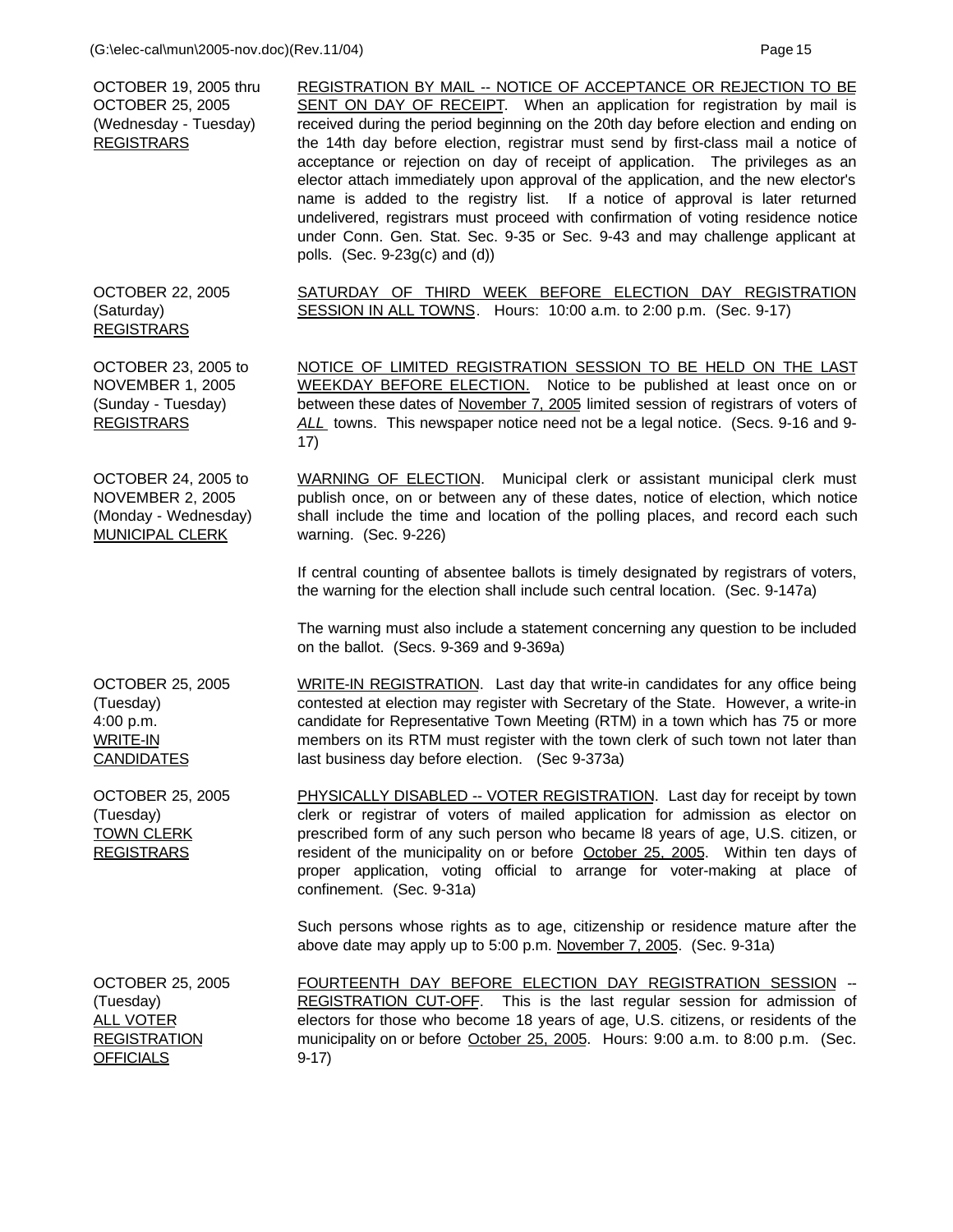OCTOBER 19, 2005 thru OCTOBER 25, 2005 (Wednesday - Tuesday) REGISTRARS

REGISTRATION BY MAIL -- NOTICE OF ACCEPTANCE OR REJECTION TO BE SENT ON DAY OF RECEIPT. When an application for registration by mail is received during the period beginning on the 20th day before election and ending on the 14th day before election, registrar must send by first-class mail a notice of acceptance or rejection on day of receipt of application. The privileges as an elector attach immediately upon approval of the application, and the new elector's name is added to the registry list. If a notice of approval is later returned undelivered, registrars must proceed with confirmation of voting residence notice under Conn. Gen. Stat. Sec. 9-35 or Sec. 9-43 and may challenge applicant at polls. (Sec. 9-23g(c) and (d))

OCTOBER 22, 2005 (Saturday) REGISTRARS

SATURDAY OF THIRD WEEK BEFORE ELECTION DAY REGISTRATION SESSION IN ALL TOWNS. Hours: 10:00 a.m. to 2:00 p.m. (Sec. 9-17)

OCTOBER 23, 2005 to NOVEMBER 1, 2005 (Sunday - Tuesday) REGISTRARS

NOTICE OF LIMITED REGISTRATION SESSION TO BE HELD ON THE LAST WEEKDAY BEFORE ELECTION. Notice to be published at least once on or between these dates of November 7, 2005 limited session of registrars of voters of *ALL* towns. This newspaper notice need not be a legal notice. (Secs. 9-16 and 9-17)

OCTOBER 24, 2005 to NOVEMBER 2, 2005 (Monday - Wednesday) MUNICIPAL CLERK

WARNING OF ELECTION. Municipal clerk or assistant municipal clerk must publish once, on or between any of these dates, notice of election, which notice shall include the time and location of the polling places, and record each such warning. (Sec. 9-226)

If central counting of absentee ballots is timely designated by registrars of voters, the warning for the election shall include such central location. (Sec. 9-147a)

The warning must also include a statement concerning any question to be included on the ballot. (Secs. 9-369 and 9-369a)

OCTOBER 25, 2005 (Tuesday) 4:00 p.m. WRITE-IN CANDIDATES

WRITE-IN REGISTRATION. Last day that write-in candidates for any office being contested at election may register with Secretary of the State. However, a write-in candidate for Representative Town Meeting (RTM) in a town which has 75 or more members on its RTM must register with the town clerk of such town not later than last business day before election. (Sec 9-373a)

OCTOBER 25, 2005 (Tuesday) TOWN CLERK REGISTRARS

PHYSICALLY DISABLED -- VOTER REGISTRATION. Last day for receipt by town clerk or registrar of voters of mailed application for admission as elector on prescribed form of any such person who became l8 years of age, U.S. citizen, or resident of the municipality on or before October 25, 2005. Within ten days of proper application, voting official to arrange for voter-making at place of confinement. (Sec. 9-31a)

Such persons whose rights as to age, citizenship or residence mature after the above date may apply up to 5:00 p.m. November 7, 2005. (Sec. 9-31a)

OCTOBER 25, 2005 (Tuesday) ALL VOTER REGISTRATION OFFICIALS

FOURTEENTH DAY BEFORE ELECTION DAY REGISTRATION SESSION -- REGISTRATION CUT-OFF. This is the last regular session for admission of electors for those who become 18 years of age, U.S. citizens, or residents of the municipality on or before October 25, 2005. Hours: 9:00 a.m. to 8:00 p.m. (Sec. 9-17)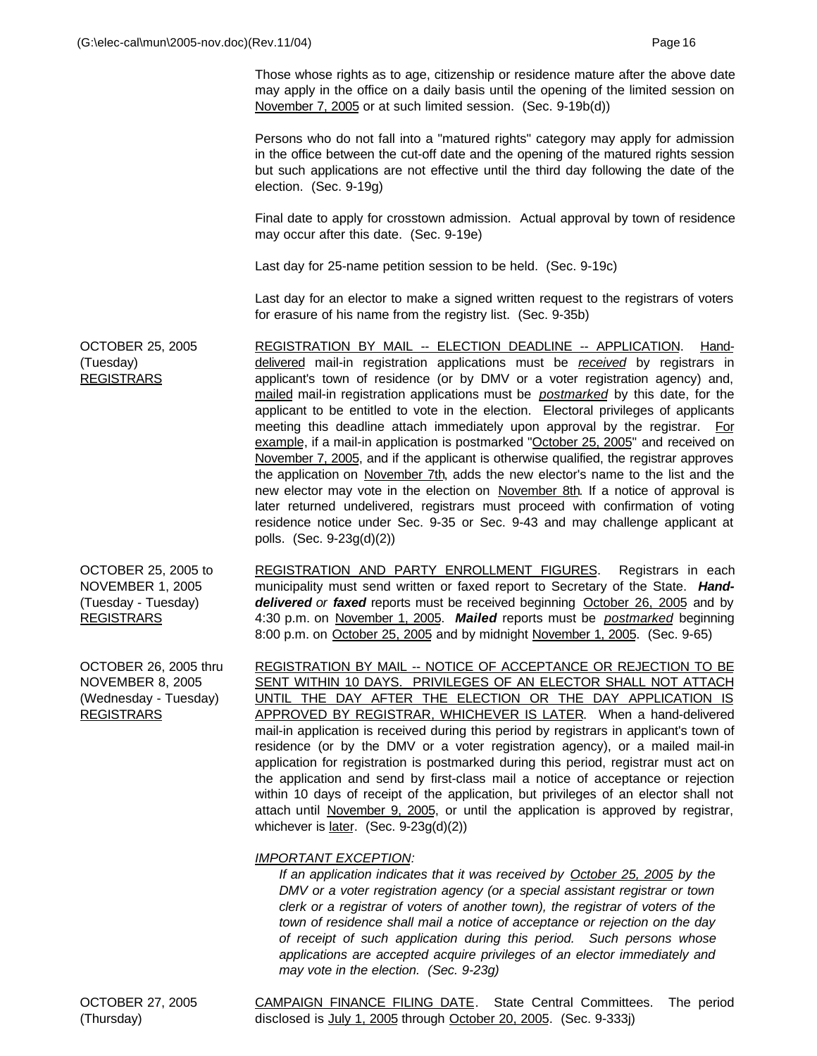Those whose rights as to age, citizenship or residence mature after the above date may apply in the office on a daily basis until the opening of the limited session on November 7, 2005 or at such limited session. (Sec. 9-19b(d))

Persons who do not fall into a "matured rights" category may apply for admission in the office between the cut-off date and the opening of the matured rights session but such applications are not effective until the third day following the date of the election. (Sec. 9-19g)

Final date to apply for crosstown admission. Actual approval by town of residence may occur after this date. (Sec. 9-19e)

Last day for 25-name petition session to be held. (Sec. 9-19c)

Last day for an elector to make a signed written request to the registrars of voters for erasure of his name from the registry list. (Sec. 9-35b)

**OCTOBER 25, 2005 (Tuesday) REGISTRARS**

REGISTRATION BY MAIL -- ELECTION DEADLINE -- APPLICATION. Hand-delivered mail-in registration applications must be *received* by registrars in applicant's town of residence (or by DMV or a voter registration agency) and, mailed mail-in registration applications must be *postmarked* by this date, for the applicant to be entitled to vote in the election. Electoral privileges of applicants meeting this deadline attach immediately upon approval by the registrar. For example, if a mail-in application is postmarked "October 25, 2005" and received on November 7, 2005, and if the applicant is otherwise qualified, the registrar approves the application on November 7th, adds the new elector's name to the list and the new elector may vote in the election on November 8th. If a notice of approval is later returned undelivered, registrars must proceed with confirmation of voting residence notice under Sec. 9-35 or Sec. 9-43 and may challenge applicant at polls. (Sec. 9-23g(d)(2))

**OCTOBER 25, 2005 to NOVEMBER 1, 2005 (Tuesday - Tuesday) REGISTRARS**

REGISTRATION AND PARTY ENROLLMENT FIGURES. Registrars in each municipality must send written or faxed report to Secretary of the State. ***Hand-delivered*** *or* ***faxed*** reports must be received beginning October 26, 2005 and by 4:30 p.m. on November 1, 2005. ***Mailed*** reports must be *postmarked* beginning 8:00 p.m. on October 25, 2005 and by midnight November 1, 2005. (Sec. 9-65)

**OCTOBER 26, 2005 thru NOVEMBER 8, 2005 (Wednesday - Tuesday) REGISTRARS**

REGISTRATION BY MAIL -- NOTICE OF ACCEPTANCE OR REJECTION TO BE SENT WITHIN 10 DAYS. PRIVILEGES OF AN ELECTOR SHALL NOT ATTACH UNTIL THE DAY AFTER THE ELECTION OR THE DAY APPLICATION IS APPROVED BY REGISTRAR, WHICHEVER IS LATER. When a hand-delivered mail-in application is received during this period by registrars in applicant's town of residence (or by the DMV or a voter registration agency), or a mailed mail-in application for registration is postmarked during this period, registrar must act on the application and send by first-class mail a notice of acceptance or rejection within 10 days of receipt of the application, but privileges of an elector shall not attach until November 9, 2005, or until the application is approved by registrar, whichever is later. (Sec. 9-23g(d)(2))

*IMPORTANT EXCEPTION:*

> *If an application indicates that it was received by October 25, 2005 by the DMV or a voter registration agency (or a special assistant registrar or town clerk or a registrar of voters of another town), the registrar of voters of the town of residence shall mail a notice of acceptance or rejection on the day of receipt of such application during this period. Such persons whose applications are accepted acquire privileges of an elector immediately and may vote in the election. (Sec. 9-23g)*

**OCTOBER 27, 2005 (Thursday)**

CAMPAIGN FINANCE FILING DATE. State Central Committees. The period disclosed is July 1, 2005 through October 20, 2005. (Sec. 9-333j)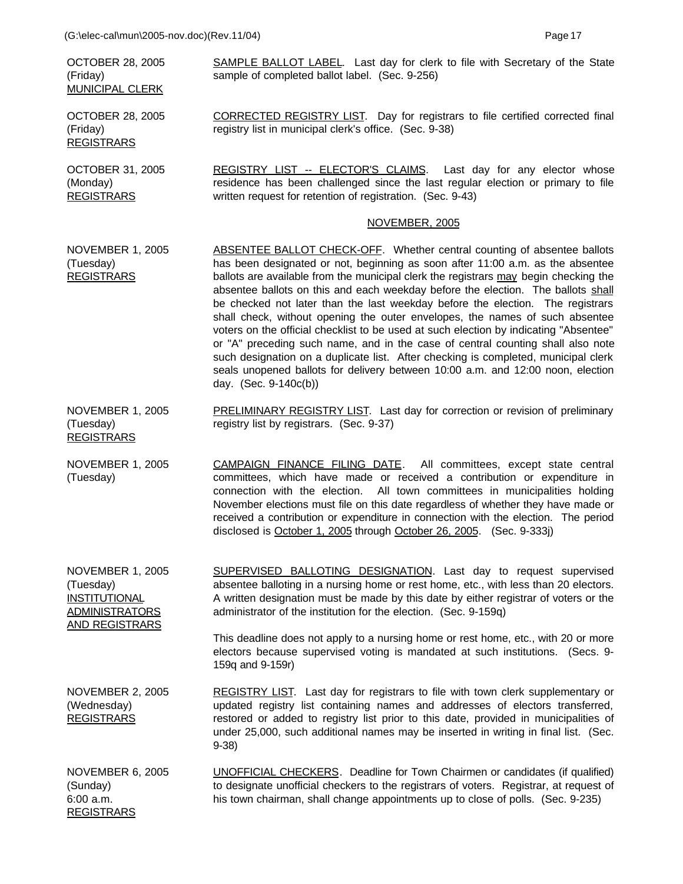OCTOBER 28, 2005
(Friday)
MUNICIPAL CLERK

SAMPLE BALLOT LABEL. Last day for clerk to file with Secretary of the State sample of completed ballot label. (Sec. 9-256)

OCTOBER 28, 2005
(Friday)
REGISTRARS

CORRECTED REGISTRY LIST. Day for registrars to file certified corrected final registry list in municipal clerk's office. (Sec. 9-38)

OCTOBER 31, 2005
(Monday)
REGISTRARS

REGISTRY LIST -- ELECTOR'S CLAIMS. Last day for any elector whose residence has been challenged since the last regular election or primary to file written request for retention of registration. (Sec. 9-43)

## NOVEMBER, 2005

NOVEMBER 1, 2005
(Tuesday)
REGISTRARS

ABSENTEE BALLOT CHECK-OFF. Whether central counting of absentee ballots has been designated or not, beginning as soon after 11:00 a.m. as the absentee ballots are available from the municipal clerk the registrars may begin checking the absentee ballots on this and each weekday before the election. The ballots shall be checked not later than the last weekday before the election. The registrars shall check, without opening the outer envelopes, the names of such absentee voters on the official checklist to be used at such election by indicating "Absentee" or "A" preceding such name, and in the case of central counting shall also note such designation on a duplicate list. After checking is completed, municipal clerk seals unopened ballots for delivery between 10:00 a.m. and 12:00 noon, election day. (Sec. 9-140c(b))

NOVEMBER 1, 2005
(Tuesday)
REGISTRARS

PRELIMINARY REGISTRY LIST. Last day for correction or revision of preliminary registry list by registrars. (Sec. 9-37)

NOVEMBER 1, 2005
(Tuesday)

CAMPAIGN FINANCE FILING DATE. All committees, except state central committees, which have made or received a contribution or expenditure in connection with the election. All town committees in municipalities holding November elections must file on this date regardless of whether they have made or received a contribution or expenditure in connection with the election. The period disclosed is October 1, 2005 through October 26, 2005. (Sec. 9-333j)

NOVEMBER 1, 2005
(Tuesday)
INSTITUTIONAL ADMINISTRATORS AND REGISTRARS

SUPERVISED BALLOTING DESIGNATION. Last day to request supervised absentee balloting in a nursing home or rest home, etc., with less than 20 electors. A written designation must be made by this date by either registrar of voters or the administrator of the institution for the election. (Sec. 9-159q)

This deadline does not apply to a nursing home or rest home, etc., with 20 or more electors because supervised voting is mandated at such institutions. (Secs. 9-159q and 9-159r)

NOVEMBER 2, 2005
(Wednesday)
REGISTRARS

REGISTRY LIST. Last day for registrars to file with town clerk supplementary or updated registry list containing names and addresses of electors transferred, restored or added to registry list prior to this date, provided in municipalities of under 25,000, such additional names may be inserted in writing in final list. (Sec. 9-38)

NOVEMBER 6, 2005
(Sunday)
6:00 a.m.
REGISTRARS

UNOFFICIAL CHECKERS. Deadline for Town Chairmen or candidates (if qualified) to designate unofficial checkers to the registrars of voters. Registrar, at request of his town chairman, shall change appointments up to close of polls. (Sec. 9-235)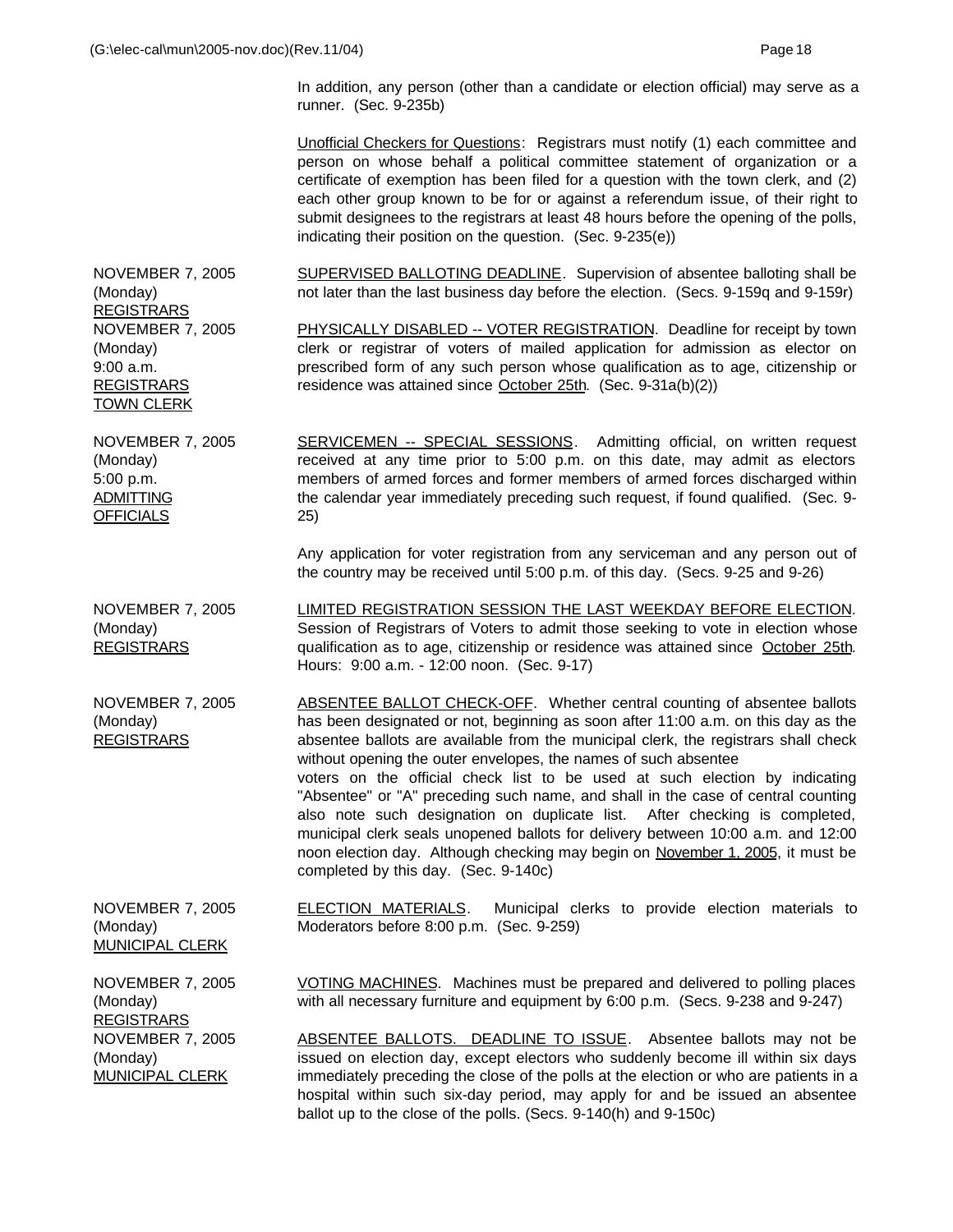In addition, any person (other than a candidate or election official) may serve as a runner. (Sec. 9-235b)

Unofficial Checkers for Questions: Registrars must notify (1) each committee and person on whose behalf a political committee statement of organization or a certificate of exemption has been filed for a question with the town clerk, and (2) each other group known to be for or against a referendum issue, of their right to submit designees to the registrars at least 48 hours before the opening of the polls, indicating their position on the question. (Sec. 9-235(e))

NOVEMBER 7, 2005 (Monday) REGISTRARS

SUPERVISED BALLOTING DEADLINE. Supervision of absentee balloting shall be not later than the last business day before the election. (Secs. 9-159q and 9-159r)

NOVEMBER 7, 2005 (Monday) 9:00 a.m. REGISTRARS TOWN CLERK

PHYSICALLY DISABLED -- VOTER REGISTRATION. Deadline for receipt by town clerk or registrar of voters of mailed application for admission as elector on prescribed form of any such person whose qualification as to age, citizenship or residence was attained since October 25th. (Sec. 9-31a(b)(2))

NOVEMBER 7, 2005 (Monday) 5:00 p.m. ADMITTING OFFICIALS

SERVICEMEN -- SPECIAL SESSIONS. Admitting official, on written request received at any time prior to 5:00 p.m. on this date, may admit as electors members of armed forces and former members of armed forces discharged within the calendar year immediately preceding such request, if found qualified. (Sec. 9-25)

Any application for voter registration from any serviceman and any person out of the country may be received until 5:00 p.m. of this day. (Secs. 9-25 and 9-26)

NOVEMBER 7, 2005 (Monday) REGISTRARS

LIMITED REGISTRATION SESSION THE LAST WEEKDAY BEFORE ELECTION. Session of Registrars of Voters to admit those seeking to vote in election whose qualification as to age, citizenship or residence was attained since October 25th. Hours: 9:00 a.m. - 12:00 noon. (Sec. 9-17)

NOVEMBER 7, 2005 (Monday) REGISTRARS

ABSENTEE BALLOT CHECK-OFF. Whether central counting of absentee ballots has been designated or not, beginning as soon after 11:00 a.m. on this day as the absentee ballots are available from the municipal clerk, the registrars shall check without opening the outer envelopes, the names of such absentee voters on the official check list to be used at such election by indicating "Absentee" or "A" preceding such name, and shall in the case of central counting also note such designation on duplicate list. After checking is completed, municipal clerk seals unopened ballots for delivery between 10:00 a.m. and 12:00 noon election day. Although checking may begin on November 1, 2005, it must be completed by this day. (Sec. 9-140c)

NOVEMBER 7, 2005 (Monday) MUNICIPAL CLERK

ELECTION MATERIALS. Municipal clerks to provide election materials to Moderators before 8:00 p.m. (Sec. 9-259)

NOVEMBER 7, 2005 (Monday) REGISTRARS

VOTING MACHINES. Machines must be prepared and delivered to polling places with all necessary furniture and equipment by 6:00 p.m. (Secs. 9-238 and 9-247)

NOVEMBER 7, 2005 (Monday) MUNICIPAL CLERK

ABSENTEE BALLOTS. DEADLINE TO ISSUE. Absentee ballots may not be issued on election day, except electors who suddenly become ill within six days immediately preceding the close of the polls at the election or who are patients in a hospital within such six-day period, may apply for and be issued an absentee ballot up to the close of the polls. (Secs. 9-140(h) and 9-150c)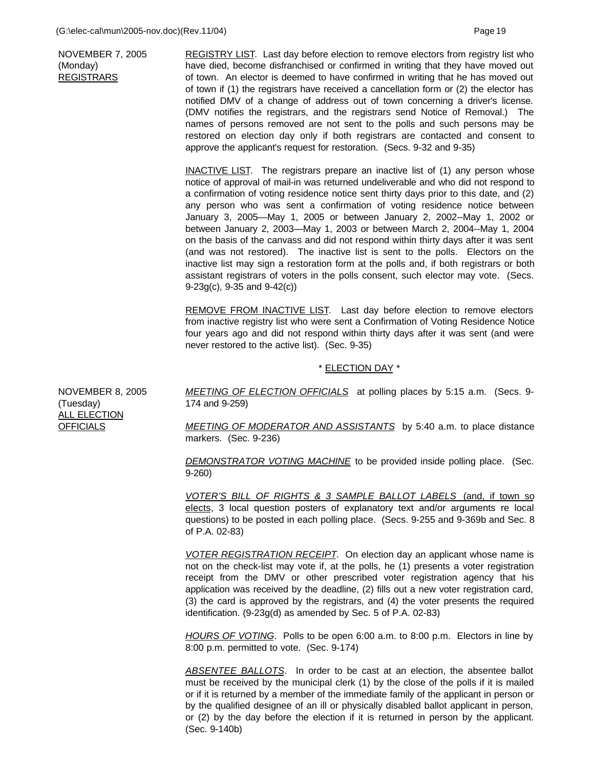**NOVEMBER 7, 2005**
(Monday)
REGISTRARS

REGISTRY LIST. Last day before election to remove electors from registry list who have died, become disfranchised or confirmed in writing that they have moved out of town. An elector is deemed to have confirmed in writing that he has moved out of town if (1) the registrars have received a cancellation form or (2) the elector has notified DMV of a change of address out of town concerning a driver's license. (DMV notifies the registrars, and the registrars send Notice of Removal.) The names of persons removed are not sent to the polls and such persons may be restored on election day only if both registrars are contacted and consent to approve the applicant's request for restoration. (Secs. 9-32 and 9-35)

INACTIVE LIST. The registrars prepare an inactive list of (1) any person whose notice of approval of mail-in was returned undeliverable and who did not respond to a confirmation of voting residence notice sent thirty days prior to this date, and (2) any person who was sent a confirmation of voting residence notice between January 3, 2005—May 1, 2005 or between January 2, 2002--May 1, 2002 or between January 2, 2003—May 1, 2003 or between March 2, 2004--May 1, 2004 on the basis of the canvass and did not respond within thirty days after it was sent (and was not restored). The inactive list is sent to the polls. Electors on the inactive list may sign a restoration form at the polls and, if both registrars or both assistant registrars of voters in the polls consent, such elector may vote. (Secs. 9-23g(c), 9-35 and 9-42(c))

REMOVE FROM INACTIVE LIST. Last day before election to remove electors from inactive registry list who were sent a Confirmation of Voting Residence Notice four years ago and did not respond within thirty days after it was sent (and were never restored to the active list). (Sec. 9-35)

\* ELECTION DAY \*

**NOVEMBER 8, 2005**
(Tuesday)
ALL ELECTION OFFICIALS

*MEETING OF ELECTION OFFICIALS* at polling places by 5:15 a.m. (Secs. 9-174 and 9-259)

*MEETING OF MODERATOR AND ASSISTANTS* by 5:40 a.m. to place distance markers. (Sec. 9-236)

*DEMONSTRATOR VOTING MACHINE* to be provided inside polling place. (Sec. 9-260)

*VOTER'S BILL OF RIGHTS & 3 SAMPLE BALLOT LABELS* (and, if town so elects, 3 local question posters of explanatory text and/or arguments re local questions) to be posted in each polling place. (Secs. 9-255 and 9-369b and Sec. 8 of P.A. 02-83)

*VOTER REGISTRATION RECEIPT.* On election day an applicant whose name is not on the check-list may vote if, at the polls, he (1) presents a voter registration receipt from the DMV or other prescribed voter registration agency that his application was received by the deadline, (2) fills out a new voter registration card, (3) the card is approved by the registrars, and (4) the voter presents the required identification. (9-23g(d) as amended by Sec. 5 of P.A. 02-83)

*HOURS OF VOTING*. Polls to be open 6:00 a.m. to 8:00 p.m. Electors in line by 8:00 p.m. permitted to vote. (Sec. 9-174)

*ABSENTEE BALLOTS*. In order to be cast at an election, the absentee ballot must be received by the municipal clerk (1) by the close of the polls if it is mailed or if it is returned by a member of the immediate family of the applicant in person or by the qualified designee of an ill or physically disabled ballot applicant in person, or (2) by the day before the election if it is returned in person by the applicant. (Sec. 9-140b)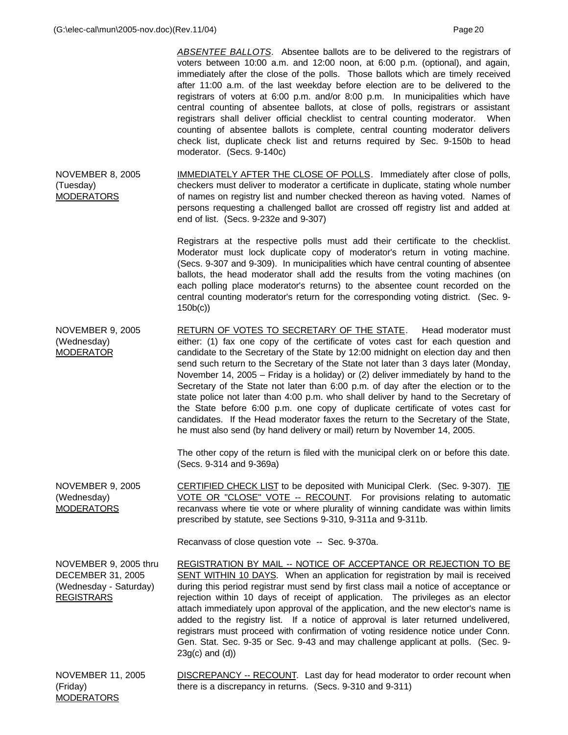*ABSENTEE BALLOTS*. Absentee ballots are to be delivered to the registrars of voters between 10:00 a.m. and 12:00 noon, at 6:00 p.m. (optional), and again, immediately after the close of the polls. Those ballots which are timely received after 11:00 a.m. of the last weekday before election are to be delivered to the registrars of voters at 6:00 p.m. and/or 8:00 p.m. In municipalities which have central counting of absentee ballots, at close of polls, registrars or assistant registrars shall deliver official checklist to central counting moderator. When counting of absentee ballots is complete, central counting moderator delivers check list, duplicate check list and returns required by Sec. 9-150b to head moderator. (Secs. 9-140c)

**NOVEMBER 8, 2005**
(Tuesday)
MODERATORS

IMMEDIATELY AFTER THE CLOSE OF POLLS. Immediately after close of polls, checkers must deliver to moderator a certificate in duplicate, stating whole number of names on registry list and number checked thereon as having voted. Names of persons requesting a challenged ballot are crossed off registry list and added at end of list. (Secs. 9-232e and 9-307)

Registrars at the respective polls must add their certificate to the checklist. Moderator must lock duplicate copy of moderator's return in voting machine. (Secs. 9-307 and 9-309). In municipalities which have central counting of absentee ballots, the head moderator shall add the results from the voting machines (on each polling place moderator's returns) to the absentee count recorded on the central counting moderator's return for the corresponding voting district. (Sec. 9-150b(c))

**NOVEMBER 9, 2005**
(Wednesday)
MODERATOR

RETURN OF VOTES TO SECRETARY OF THE STATE. Head moderator must either: (1) fax one copy of the certificate of votes cast for each question and candidate to the Secretary of the State by 12:00 midnight on election day and then send such return to the Secretary of the State not later than 3 days later (Monday, November 14, 2005 – Friday is a holiday) or (2) deliver immediately by hand to the Secretary of the State not later than 6:00 p.m. of day after the election or to the state police not later than 4:00 p.m. who shall deliver by hand to the Secretary of the State before 6:00 p.m. one copy of duplicate certificate of votes cast for candidates. If the Head moderator faxes the return to the Secretary of the State, he must also send (by hand delivery or mail) return by November 14, 2005.

The other copy of the return is filed with the municipal clerk on or before this date. (Secs. 9-314 and 9-369a)

**NOVEMBER 9, 2005**
(Wednesday)
MODERATORS

CERTIFIED CHECK LIST to be deposited with Municipal Clerk. (Sec. 9-307). TIE VOTE OR "CLOSE" VOTE -- RECOUNT. For provisions relating to automatic recanvass where tie vote or where plurality of winning candidate was within limits prescribed by statute, see Sections 9-310, 9-311a and 9-311b.

Recanvass of close question vote -- Sec. 9-370a.

**NOVEMBER 9, 2005 thru DECEMBER 31, 2005**
(Wednesday - Saturday)
REGISTRARS

REGISTRATION BY MAIL -- NOTICE OF ACCEPTANCE OR REJECTION TO BE SENT WITHIN 10 DAYS. When an application for registration by mail is received during this period registrar must send by first class mail a notice of acceptance or rejection within 10 days of receipt of application. The privileges as an elector attach immediately upon approval of the application, and the new elector's name is added to the registry list. If a notice of approval is later returned undelivered, registrars must proceed with confirmation of voting residence notice under Conn. Gen. Stat. Sec. 9-35 or Sec. 9-43 and may challenge applicant at polls. (Sec. 9-23g(c) and (d))

**NOVEMBER 11, 2005**
(Friday)
MODERATORS

DISCREPANCY -- RECOUNT. Last day for head moderator to order recount when there is a discrepancy in returns. (Secs. 9-310 and 9-311)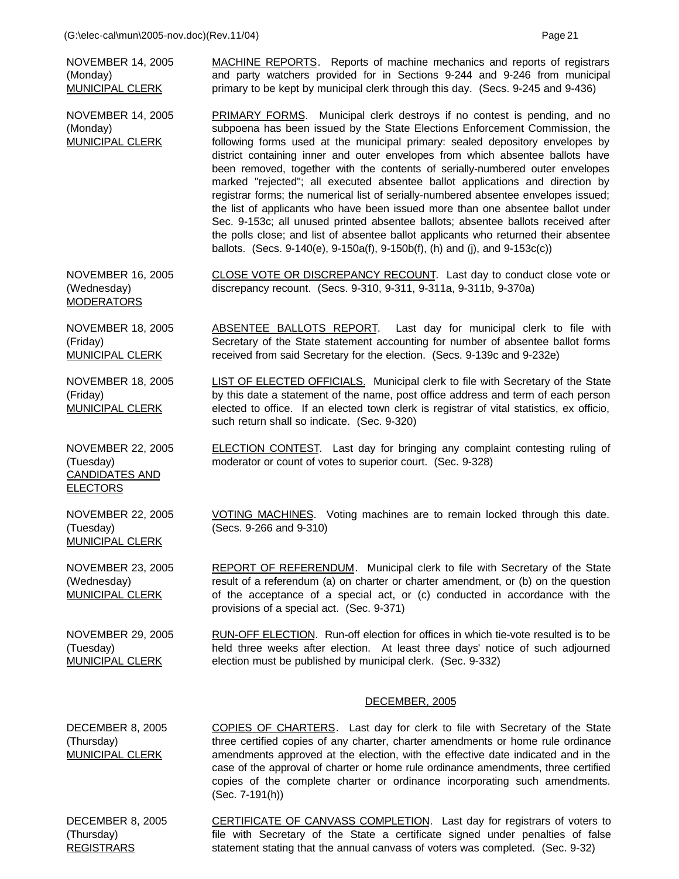NOVEMBER 14, 2005
(Monday)
MUNICIPAL CLERK

MACHINE REPORTS. Reports of machine mechanics and reports of registrars and party watchers provided for in Sections 9-244 and 9-246 from municipal primary to be kept by municipal clerk through this day. (Secs. 9-245 and 9-436)

NOVEMBER 14, 2005
(Monday)
MUNICIPAL CLERK

PRIMARY FORMS. Municipal clerk destroys if no contest is pending, and no subpoena has been issued by the State Elections Enforcement Commission, the following forms used at the municipal primary: sealed depository envelopes by district containing inner and outer envelopes from which absentee ballots have been removed, together with the contents of serially-numbered outer envelopes marked "rejected"; all executed absentee ballot applications and direction by registrar forms; the numerical list of serially-numbered absentee envelopes issued; the list of applicants who have been issued more than one absentee ballot under Sec. 9-153c; all unused printed absentee ballots; absentee ballots received after the polls close; and list of absentee ballot applicants who returned their absentee ballots. (Secs. 9-140(e), 9-150a(f), 9-150b(f), (h) and (j), and 9-153c(c))

NOVEMBER 16, 2005
(Wednesday)
MODERATORS

CLOSE VOTE OR DISCREPANCY RECOUNT. Last day to conduct close vote or discrepancy recount. (Secs. 9-310, 9-311, 9-311a, 9-311b, 9-370a)

NOVEMBER 18, 2005
(Friday)
MUNICIPAL CLERK

ABSENTEE BALLOTS REPORT. Last day for municipal clerk to file with Secretary of the State statement accounting for number of absentee ballot forms received from said Secretary for the election. (Secs. 9-139c and 9-232e)

NOVEMBER 18, 2005
(Friday)
MUNICIPAL CLERK

LIST OF ELECTED OFFICIALS. Municipal clerk to file with Secretary of the State by this date a statement of the name, post office address and term of each person elected to office. If an elected town clerk is registrar of vital statistics, ex officio, such return shall so indicate. (Sec. 9-320)

NOVEMBER 22, 2005
(Tuesday)
CANDIDATES AND ELECTORS

ELECTION CONTEST. Last day for bringing any complaint contesting ruling of moderator or count of votes to superior court. (Sec. 9-328)

NOVEMBER 22, 2005
(Tuesday)
MUNICIPAL CLERK

VOTING MACHINES. Voting machines are to remain locked through this date. (Secs. 9-266 and 9-310)

NOVEMBER 23, 2005
(Wednesday)
MUNICIPAL CLERK

REPORT OF REFERENDUM. Municipal clerk to file with Secretary of the State result of a referendum (a) on charter or charter amendment, or (b) on the question of the acceptance of a special act, or (c) conducted in accordance with the provisions of a special act. (Sec. 9-371)

NOVEMBER 29, 2005
(Tuesday)
MUNICIPAL CLERK

RUN-OFF ELECTION. Run-off election for offices in which tie-vote resulted is to be held three weeks after election. At least three days' notice of such adjourned election must be published by municipal clerk. (Sec. 9-332)

## DECEMBER, 2005

DECEMBER 8, 2005
(Thursday)
MUNICIPAL CLERK

COPIES OF CHARTERS. Last day for clerk to file with Secretary of the State three certified copies of any charter, charter amendments or home rule ordinance amendments approved at the election, with the effective date indicated and in the case of the approval of charter or home rule ordinance amendments, three certified copies of the complete charter or ordinance incorporating such amendments. (Sec. 7-191(h))

DECEMBER 8, 2005
(Thursday)
REGISTRARS

CERTIFICATE OF CANVASS COMPLETION. Last day for registrars of voters to file with Secretary of the State a certificate signed under penalties of false statement stating that the annual canvass of voters was completed. (Sec. 9-32)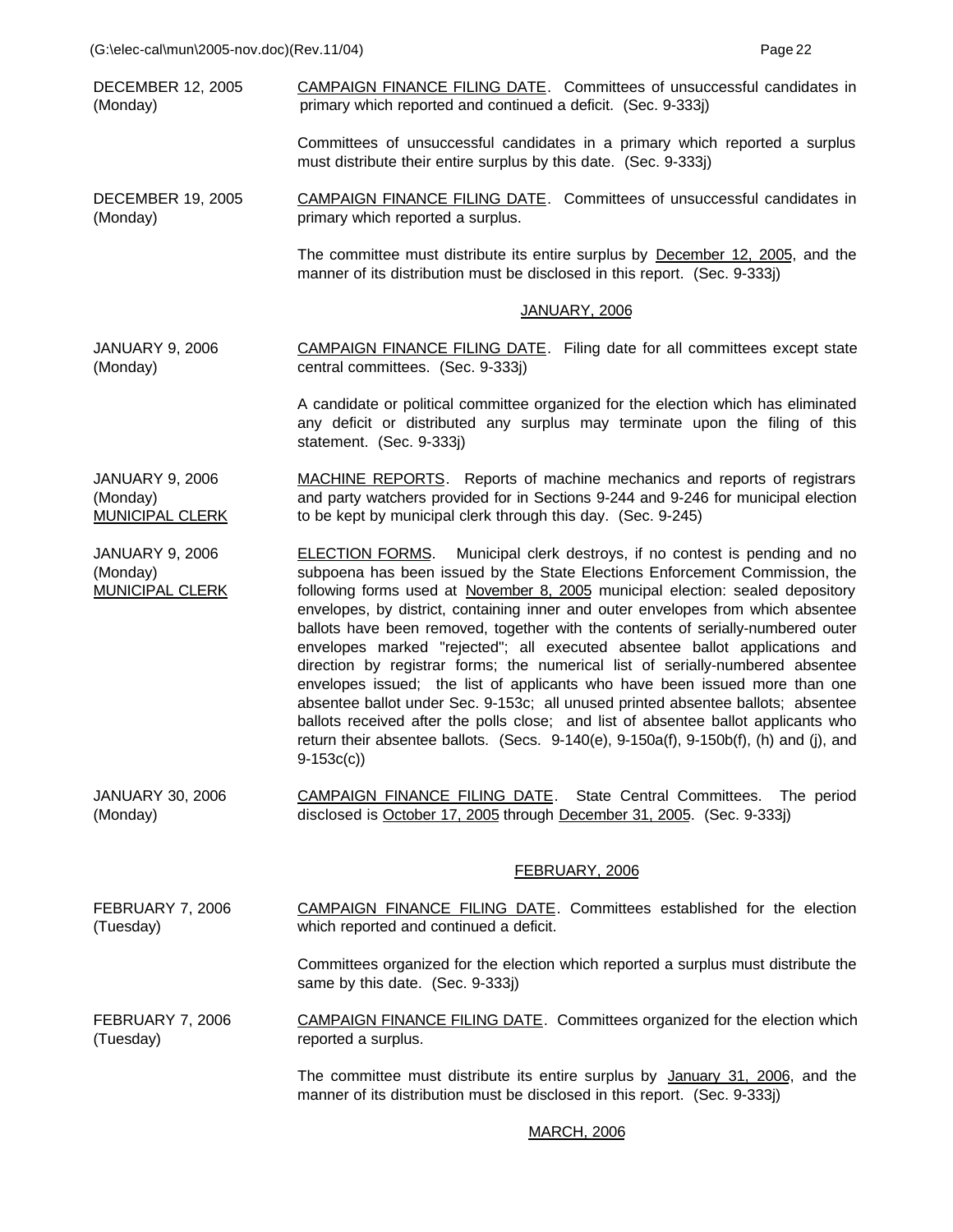| | |
|---|---|
| DECEMBER 12, 2005 (Monday) | CAMPAIGN FINANCE FILING DATE. Committees of unsuccessful candidates in primary which reported and continued a deficit. (Sec. 9-333j) <br><br> Committees of unsuccessful candidates in a primary which reported a surplus must distribute their entire surplus by this date. (Sec. 9-333j) |
| DECEMBER 19, 2005 (Monday) | CAMPAIGN FINANCE FILING DATE. Committees of unsuccessful candidates in primary which reported a surplus. <br><br> The committee must distribute its entire surplus by December 12, 2005, and the manner of its distribution must be disclosed in this report. (Sec. 9-333j) |

## JANUARY, 2006

| | |
|---|---|
| JANUARY 9, 2006 (Monday) | CAMPAIGN FINANCE FILING DATE. Filing date for all committees except state central committees. (Sec. 9-333j) <br><br> A candidate or political committee organized for the election which has eliminated any deficit or distributed any surplus may terminate upon the filing of this statement. (Sec. 9-333j) |
| JANUARY 9, 2006 (Monday) MUNICIPAL CLERK | MACHINE REPORTS. Reports of machine mechanics and reports of registrars and party watchers provided for in Sections 9-244 and 9-246 for municipal election to be kept by municipal clerk through this day. (Sec. 9-245) |
| JANUARY 9, 2006 (Monday) MUNICIPAL CLERK | ELECTION FORMS. Municipal clerk destroys, if no contest is pending and no subpoena has been issued by the State Elections Enforcement Commission, the following forms used at November 8, 2005 municipal election: sealed depository envelopes, by district, containing inner and outer envelopes from which absentee ballots have been removed, together with the contents of serially-numbered outer envelopes marked "rejected"; all executed absentee ballot applications and direction by registrar forms; the numerical list of serially-numbered absentee envelopes issued; the list of applicants who have been issued more than one absentee ballot under Sec. 9-153c; all unused printed absentee ballots; absentee ballots received after the polls close; and list of absentee ballot applicants who return their absentee ballots. (Secs. 9-140(e), 9-150a(f), 9-150b(f), (h) and (j), and 9-153c(c)) |
| JANUARY 30, 2006 (Monday) | CAMPAIGN FINANCE FILING DATE. State Central Committees. The period disclosed is October 17, 2005 through December 31, 2005. (Sec. 9-333j) |

## FEBRUARY, 2006

| | |
|---|---|
| FEBRUARY 7, 2006 (Tuesday) | CAMPAIGN FINANCE FILING DATE. Committees established for the election which reported and continued a deficit. <br><br> Committees organized for the election which reported a surplus must distribute the same by this date. (Sec. 9-333j) |
| FEBRUARY 7, 2006 (Tuesday) | CAMPAIGN FINANCE FILING DATE. Committees organized for the election which reported a surplus. <br><br> The committee must distribute its entire surplus by January 31, 2006, and the manner of its distribution must be disclosed in this report. (Sec. 9-333j) |

## MARCH, 2006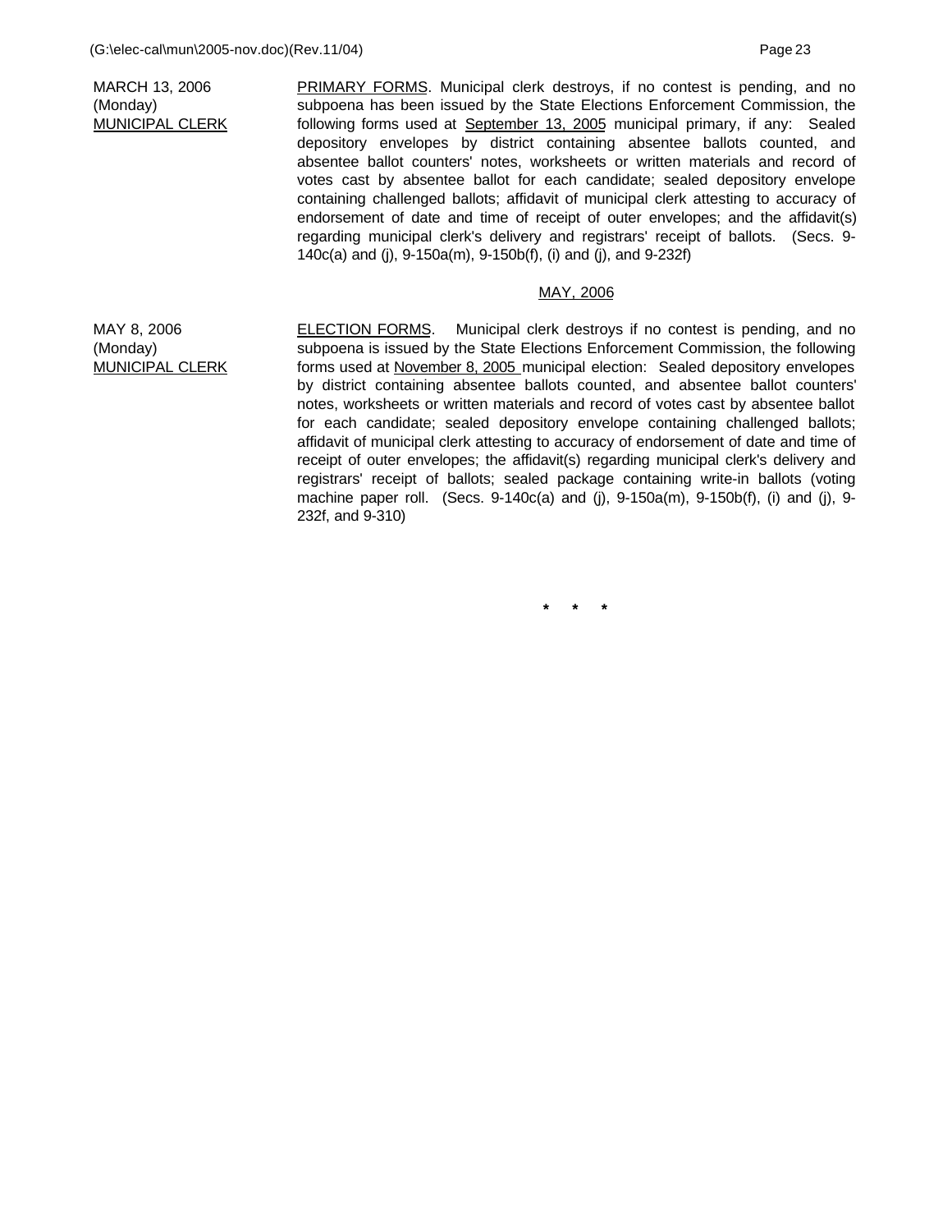MARCH 13, 2006
(Monday)
MUNICIPAL CLERK

PRIMARY FORMS. Municipal clerk destroys, if no contest is pending, and no subpoena has been issued by the State Elections Enforcement Commission, the following forms used at September 13, 2005 municipal primary, if any: Sealed depository envelopes by district containing absentee ballots counted, and absentee ballot counters' notes, worksheets or written materials and record of votes cast by absentee ballot for each candidate; sealed depository envelope containing challenged ballots; affidavit of municipal clerk attesting to accuracy of endorsement of date and time of receipt of outer envelopes; and the affidavit(s) regarding municipal clerk's delivery and registrars' receipt of ballots. (Secs. 9-140c(a) and (j), 9-150a(m), 9-150b(f), (i) and (j), and 9-232f)

## MAY, 2006

MAY 8, 2006
(Monday)
MUNICIPAL CLERK

ELECTION FORMS. Municipal clerk destroys if no contest is pending, and no subpoena is issued by the State Elections Enforcement Commission, the following forms used at November 8, 2005 municipal election: Sealed depository envelopes by district containing absentee ballots counted, and absentee ballot counters' notes, worksheets or written materials and record of votes cast by absentee ballot for each candidate; sealed depository envelope containing challenged ballots; affidavit of municipal clerk attesting to accuracy of endorsement of date and time of receipt of outer envelopes; the affidavit(s) regarding municipal clerk's delivery and registrars' receipt of ballots; sealed package containing write-in ballots (voting machine paper roll. (Secs. 9-140c(a) and (j), 9-150a(m), 9-150b(f), (i) and (j), 9-232f, and 9-310)

\* \* \*